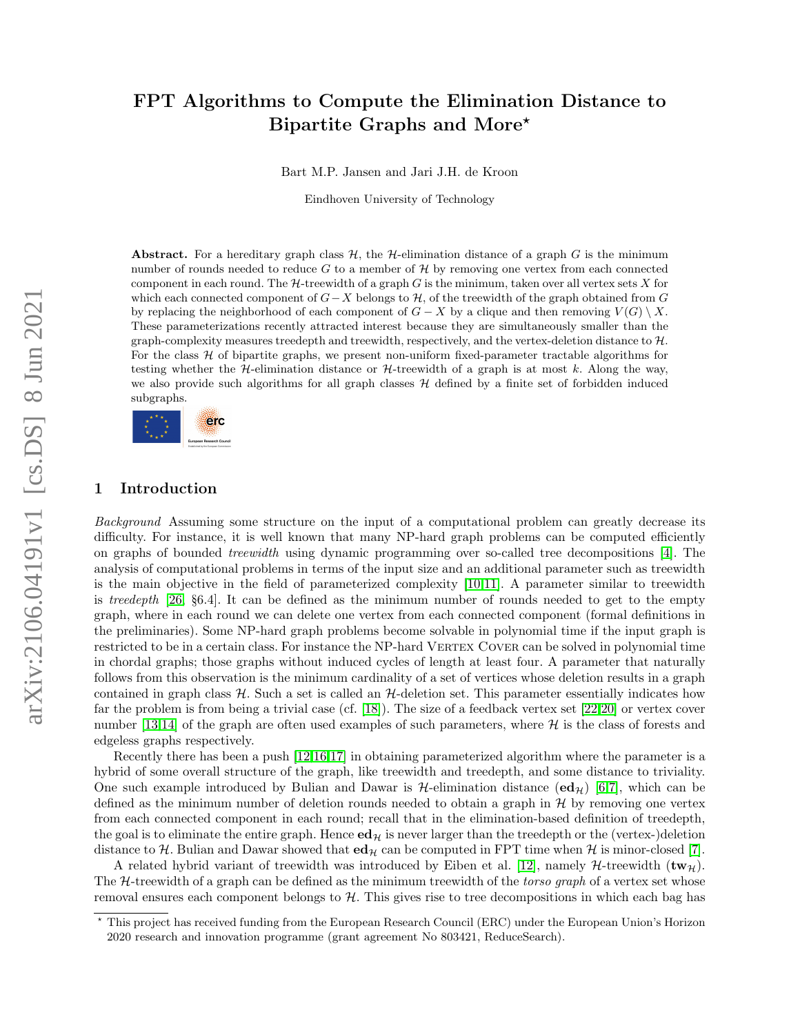# FPT Algorithms to Compute the Elimination Distance to Bipartite Graphs and More*

Bart M.P. Jansen and Jari J.H. de Kroon

Eindhoven University of Technology

**Abstract.** For a hereditary graph class $\mathcal{H}$, the $\mathcal{H}$-elimination distance of a graph $G$ is the minimum number of rounds needed to reduce $G$ to a member of $\mathcal{H}$ by removing one vertex from each connected component in each round. The $\mathcal{H}$-treewidth of a graph $G$ is the minimum, taken over all vertex sets $X$ for which each connected component of $G - X$ belongs to $\mathcal{H}$, of the treewidth of the graph obtained from $G$ by replacing the neighborhood of each component of $G - X$ by a clique and then removing $V(G) \setminus X$. These parameterizations recently attracted interest because they are simultaneously smaller than the graph-complexity measures treedepth and treewidth, respectively, and the vertex-deletion distance to $\mathcal{H}$. For the class $\mathcal{H}$ of bipartite graphs, we present non-uniform fixed-parameter tractable algorithms for testing whether the $\mathcal{H}$-elimination distance or $\mathcal{H}$-treewidth of a graph is at most $k$. Along the way, we also provide such algorithms for all graph classes $\mathcal{H}$ defined by a finite set of forbidden induced subgraphs.

## 1 Introduction

*Background* Assuming some structure on the input of a computational problem can greatly decrease its difficulty. For instance, it is well known that many NP-hard graph problems can be computed efficiently on graphs of bounded *treewidth* using dynamic programming over so-called tree decompositions [4]. The analysis of computational problems in terms of the input size and an additional parameter such as treewidth is the main objective in the field of parameterized complexity [10,11]. A parameter similar to treewidth is *treedepth* [26, §6.4]. It can be defined as the minimum number of rounds needed to get to the empty graph, where in each round we can delete one vertex from each connected component (formal definitions in the preliminaries). Some NP-hard graph problems become solvable in polynomial time if the input graph is restricted to be in a certain class. For instance the NP-hard Vertex Cover can be solved in polynomial time in chordal graphs; those graphs without induced cycles of length at least four. A parameter that naturally follows from this observation is the minimum cardinality of a set of vertices whose deletion results in a graph contained in graph class $\mathcal{H}$. Such a set is called an $\mathcal{H}$-deletion set. This parameter essentially indicates how far the problem is from being a trivial case (cf. [18]). The size of a feedback vertex set [22,20] or vertex cover number [13,14] of the graph are often used examples of such parameters, where $\mathcal{H}$ is the class of forests and edgeless graphs respectively.

Recently there has been a push [12,16,17] in obtaining parameterized algorithm where the parameter is a hybrid of some overall structure of the graph, like treewidth and treedepth, and some distance to triviality. One such example introduced by Bulian and Dawar is $\mathcal{H}$-elimination distance ($\mathbf{ed}_{\mathcal{H}}$) [6,7], which can be defined as the minimum number of deletion rounds needed to obtain a graph in $\mathcal{H}$ by removing one vertex from each connected component in each round; recall that in the elimination-based definition of treedepth, the goal is to eliminate the entire graph. Hence $\mathbf{ed}_{\mathcal{H}}$ is never larger than the treedepth or the (vertex-)deletion distance to $\mathcal{H}$. Bulian and Dawar showed that $\mathbf{ed}_{\mathcal{H}}$ can be computed in FPT time when $\mathcal{H}$ is minor-closed [7].

A related hybrid variant of treewidth was introduced by Eiben et al. [12], namely $\mathcal{H}$-treewidth ($\mathbf{tw}_{\mathcal{H}}$). The $\mathcal{H}$-treewidth of a graph can be defined as the minimum treewidth of the *torso graph* of a vertex set whose removal ensures each component belongs to $\mathcal{H}$. This gives rise to tree decompositions in which each bag has

* This project has received funding from the European Research Council (ERC) under the European Union's Horizon 2020 research and innovation programme (grant agreement No 803421, ReduceSearch).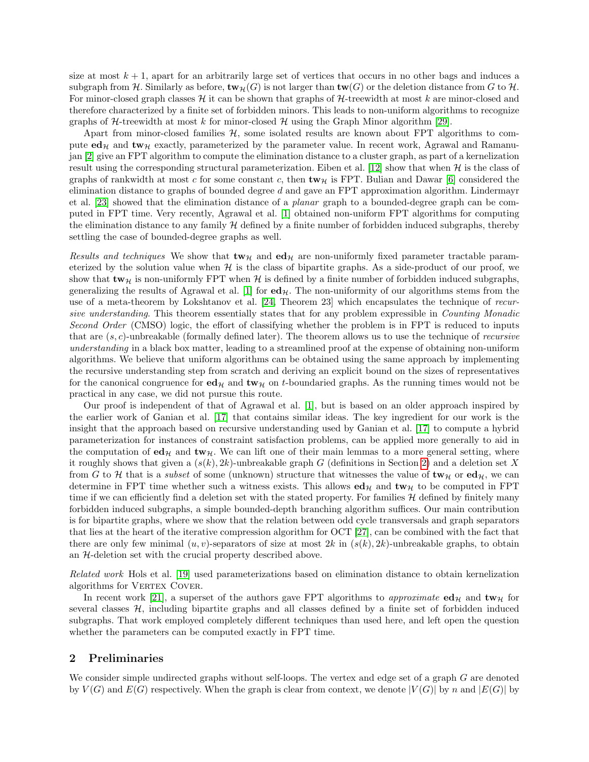size at most $k+1$, apart for an arbitrarily large set of vertices that occurs in no other bags and induces a subgraph from $\mathcal{H}$. Similarly as before, $\mathbf{tw}_{\mathcal{H}}(G)$ is not larger than $\mathbf{tw}(G)$ or the deletion distance from $G$ to $\mathcal{H}$. For minor-closed graph classes $\mathcal{H}$ it can be shown that graphs of $\mathcal{H}$-treewidth at most $k$ are minor-closed and therefore characterized by a finite set of forbidden minors. This leads to non-uniform algorithms to recognize graphs of $\mathcal{H}$-treewidth at most $k$ for minor-closed $\mathcal{H}$ using the Graph Minor algorithm [29].

Apart from minor-closed families $\mathcal{H}$, some isolated results are known about FPT algorithms to compute $\mathbf{ed}_{\mathcal{H}}$ and $\mathbf{tw}_{\mathcal{H}}$ exactly, parameterized by the parameter value. In recent work, Agrawal and Ramanujan [2] give an FPT algorithm to compute the elimination distance to a cluster graph, as part of a kernelization result using the corresponding structural parameterization. Eiben et al. [12] show that when $\mathcal{H}$ is the class of graphs of rankwidth at most $c$ for some constant $c$, then $\mathbf{tw}_{\mathcal{H}}$ is FPT. Bulian and Dawar [6] considered the elimination distance to graphs of bounded degree $d$ and gave an FPT approximation algorithm. Lindermayr et al. [23] showed that the elimination distance of a *planar* graph to a bounded-degree graph can be computed in FPT time. Very recently, Agrawal et al. [1] obtained non-uniform FPT algorithms for computing the elimination distance to any family $\mathcal{H}$ defined by a finite number of forbidden induced subgraphs, thereby settling the case of bounded-degree graphs as well.

*Results and techniques* We show that $\mathbf{tw}_{\mathcal{H}}$ and $\mathbf{ed}_{\mathcal{H}}$ are non-uniformly fixed parameter tractable parameterized by the solution value when $\mathcal{H}$ is the class of bipartite graphs. As a side-product of our proof, we show that $\mathbf{tw}_{\mathcal{H}}$ is non-uniformly FPT when $\mathcal{H}$ is defined by a finite number of forbidden induced subgraphs, generalizing the results of Agrawal et al. [1] for $\mathbf{ed}_{\mathcal{H}}$. The non-uniformity of our algorithms stems from the use of a meta-theorem by Lokshtanov et al. [24, Theorem 23] which encapsulates the technique of *recursive understanding*. This theorem essentially states that for any problem expressible in *Counting Monadic Second Order* (CMSO) logic, the effort of classifying whether the problem is in FPT is reduced to inputs that are $(s,c)$-unbreakable (formally defined later). The theorem allows us to use the technique of *recursive understanding* in a black box matter, leading to a streamlined proof at the expense of obtaining non-uniform algorithms. We believe that uniform algorithms can be obtained using the same approach by implementing the recursive understanding step from scratch and deriving an explicit bound on the sizes of representatives for the canonical congruence for $\mathbf{ed}_{\mathcal{H}}$ and $\mathbf{tw}_{\mathcal{H}}$ on $t$-boundaried graphs. As the running times would not be practical in any case, we did not pursue this route.

Our proof is independent of that of Agrawal et al. [1], but is based on an older approach inspired by the earlier work of Ganian et al. [17] that contains similar ideas. The key ingredient for our work is the insight that the approach based on recursive understanding used by Ganian et al. [17] to compute a hybrid parameterization for instances of constraint satisfaction problems, can be applied more generally to aid in the computation of $\mathbf{ed}_{\mathcal{H}}$ and $\mathbf{tw}_{\mathcal{H}}$. We can lift one of their main lemmas to a more general setting, where it roughly shows that given a $(s(k),2k)$-unbreakable graph $G$ (definitions in Section 2) and a deletion set $X$ from $G$ to $\mathcal{H}$ that is a *subset* of some (unknown) structure that witnesses the value of $\mathbf{tw}_{\mathcal{H}}$ or $\mathbf{ed}_{\mathcal{H}}$, we can determine in FPT time whether such a witness exists. This allows $\mathbf{ed}_{\mathcal{H}}$ and $\mathbf{tw}_{\mathcal{H}}$ to be computed in FPT time if we can efficiently find a deletion set with the stated property. For families $\mathcal{H}$ defined by finitely many forbidden induced subgraphs, a simple bounded-depth branching algorithm suffices. Our main contribution is for bipartite graphs, where we show that the relation between odd cycle transversals and graph separators that lies at the heart of the iterative compression algorithm for OCT [27], can be combined with the fact that there are only few minimal $(u,v)$-separators of size at most $2k$ in $(s(k),2k)$-unbreakable graphs, to obtain an $\mathcal{H}$-deletion set with the crucial property described above.

*Related work* Hols et al. [19] used parameterizations based on elimination distance to obtain kernelization algorithms for Vertex Cover.

In recent work [21], a superset of the authors gave FPT algorithms to *approximate* $\mathbf{ed}_{\mathcal{H}}$ and $\mathbf{tw}_{\mathcal{H}}$ for several classes $\mathcal{H}$, including bipartite graphs and all classes defined by a finite set of forbidden induced subgraphs. That work employed completely different techniques than used here, and left open the question whether the parameters can be computed exactly in FPT time.

## 2 Preliminaries

We consider simple undirected graphs without self-loops. The vertex and edge set of a graph $G$ are denoted by $V(G)$ and $E(G)$ respectively. When the graph is clear from context, we denote $|V(G)|$ by $n$ and $|E(G)|$ by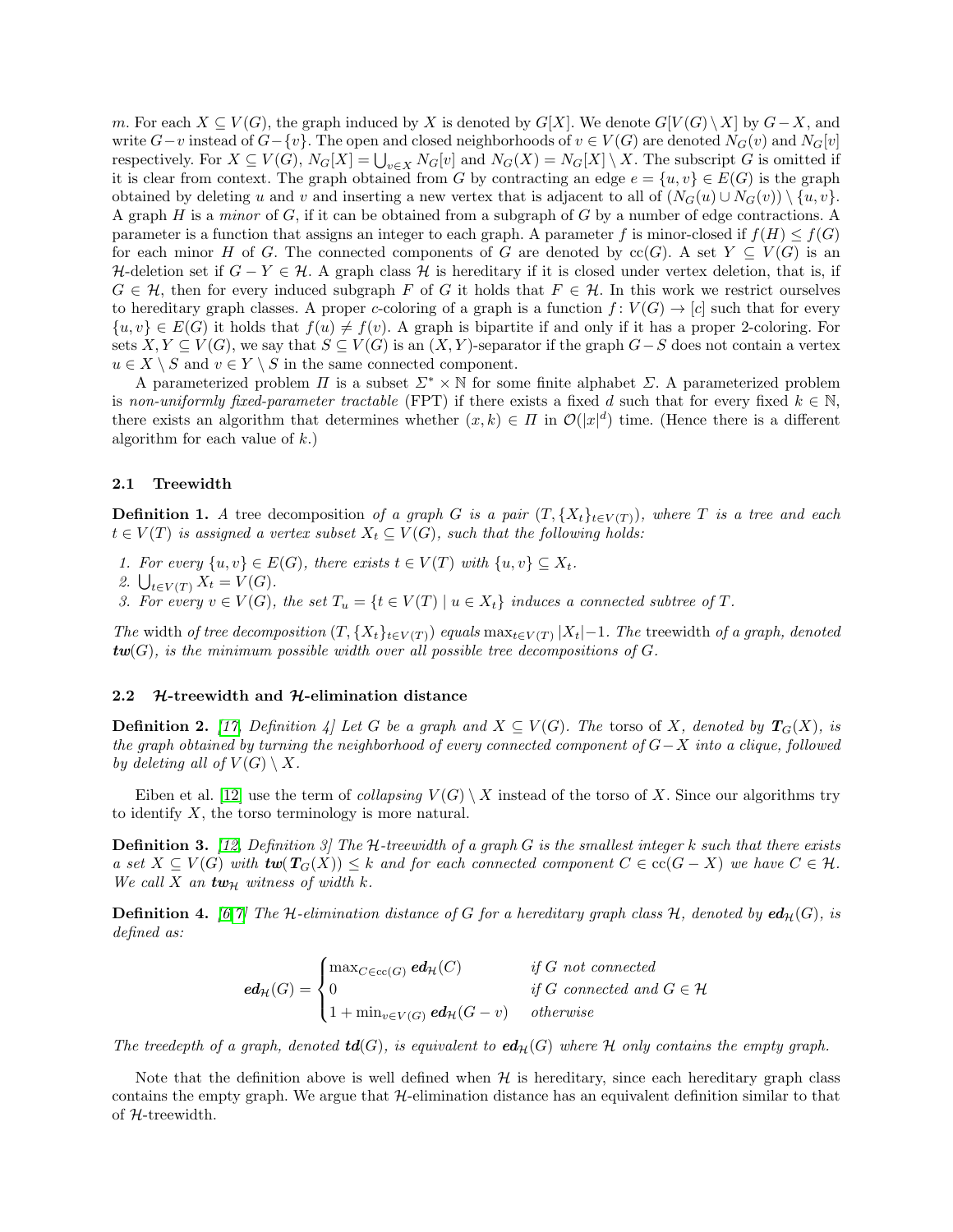$m$. For each $X \subseteq V(G)$, the graph induced by $X$ is denoted by $G[X]$. We denote $G[V(G) \setminus X]$ by $G - X$, and write $G - v$ instead of $G - \{v\}$. The open and closed neighborhoods of $v \in V(G)$ are denoted $N_G(v)$ and $N_G[v]$ respectively. For $X \subseteq V(G)$, $N_G[X] = \bigcup_{v \in X} N_G[v]$ and $N_G(X) = N_G[X] \setminus X$. The subscript $G$ is omitted if it is clear from context. The graph obtained from $G$ by contracting an edge $e = \{u, v\} \in E(G)$ is the graph obtained by deleting $u$ and $v$ and inserting a new vertex that is adjacent to all of $(N_G(u) \cup N_G(v)) \setminus \{u, v\}$. A graph $H$ is a *minor* of $G$, if it can be obtained from a subgraph of $G$ by a number of edge contractions. A parameter is a function that assigns an integer to each graph. A parameter $f$ is minor-closed if $f(H) \leq f(G)$ for each minor $H$ of $G$. The connected components of $G$ are denoted by $\mathrm{cc}(G)$. A set $Y \subseteq V(G)$ is an $\mathcal{H}$-deletion set if $G - Y \in \mathcal{H}$. A graph class $\mathcal{H}$ is hereditary if it is closed under vertex deletion, that is, if $G \in \mathcal{H}$, then for every induced subgraph $F$ of $G$ it holds that $F \in \mathcal{H}$. In this work we restrict ourselves to hereditary graph classes. A proper $c$-coloring of a graph is a function $f \colon V(G) \to [c]$ such that for every $\{u, v\} \in E(G)$ it holds that $f(u) \neq f(v)$. A graph is bipartite if and only if it has a proper 2-coloring. For sets $X, Y \subseteq V(G)$, we say that $S \subseteq V(G)$ is an $(X, Y)$-separator if the graph $G - S$ does not contain a vertex $u \in X \setminus S$ and $v \in Y \setminus S$ in the same connected component.

A parameterized problem $\Pi$ is a subset $\Sigma^* \times \mathbb{N}$ for some finite alphabet $\Sigma$. A parameterized problem is *non-uniformly fixed-parameter tractable* (FPT) if there exists a fixed $d$ such that for every fixed $k \in \mathbb{N}$, there exists an algorithm that determines whether $(x, k) \in \Pi$ in $\mathcal{O}(|x|^d)$ time. (Hence there is a different algorithm for each value of $k$.)

### 2.1 Treewidth

**Definition 1.** *A* tree decomposition *of a graph $G$ is a pair $(T, \{X_t\}_{t \in V(T)})$, where $T$ is a tree and each $t \in V(T)$ is assigned a vertex subset $X_t \subseteq V(G)$, such that the following holds:*

1. *For every $\{u, v\} \in E(G)$, there exists $t \in V(T)$ with $\{u, v\} \subseteq X_t$.*
2. *$\bigcup_{t \in V(T)} X_t = V(G)$.*
3. *For every $v \in V(G)$, the set $T_u = \{t \in V(T) \mid u \in X_t\}$ induces a connected subtree of $T$.*

*The* width *of tree decomposition $(T, \{X_t\}_{t \in V(T)})$ equals $\max_{t \in V(T)} |X_t| - 1$. The* treewidth *of a graph, denoted $\boldsymbol{tw}(G)$, is the minimum possible width over all possible tree decompositions of $G$.*

### 2.2 $\mathcal{H}$-treewidth and $\mathcal{H}$-elimination distance

**Definition 2.** *[17, Definition 4] Let $G$ be a graph and $X \subseteq V(G)$. The torso of $X$, denoted by $\boldsymbol{T}_G(X)$, is the graph obtained by turning the neighborhood of every connected component of $G - X$ into a clique, followed by deleting all of $V(G) \setminus X$.*

Eiben et al. [12] use the term of *collapsing* $V(G) \setminus X$ instead of the torso of $X$. Since our algorithms try to identify $X$, the torso terminology is more natural.

**Definition 3.** *[12, Definition 3] The $\mathcal{H}$-treewidth of a graph $G$ is the smallest integer $k$ such that there exists a set $X \subseteq V(G)$ with $\boldsymbol{tw}(\boldsymbol{T}_G(X)) \leq k$ and for each connected component $C \in \mathrm{cc}(G - X)$ we have $C \in \mathcal{H}$. We call $X$ an $\boldsymbol{tw}_{\mathcal{H}}$ witness of width $k$.*

**Definition 4.** *[6,7] The $\mathcal{H}$-elimination distance of $G$ for a hereditary graph class $\mathcal{H}$, denoted by $\boldsymbol{ed}_{\mathcal{H}}(G)$, is defined as:*

$$
\boldsymbol{ed}_{\mathcal{H}}(G) = \begin{cases} \max_{C \in \mathrm{cc}(G)} \boldsymbol{ed}_{\mathcal{H}}(C) & \text{if } G \text{ not connected} \\ 0 & \text{if } G \text{ connected and } G \in \mathcal{H} \\ 1 + \min_{v \in V(G)} \boldsymbol{ed}_{\mathcal{H}}(G - v) & \text{otherwise} \end{cases}
$$

*The treedepth of a graph, denoted $\boldsymbol{td}(G)$, is equivalent to $\boldsymbol{ed}_{\mathcal{H}}(G)$ where $\mathcal{H}$ only contains the empty graph.*

Note that the definition above is well defined when $\mathcal{H}$ is hereditary, since each hereditary graph class contains the empty graph. We argue that $\mathcal{H}$-elimination distance has an equivalent definition similar to that of $\mathcal{H}$-treewidth.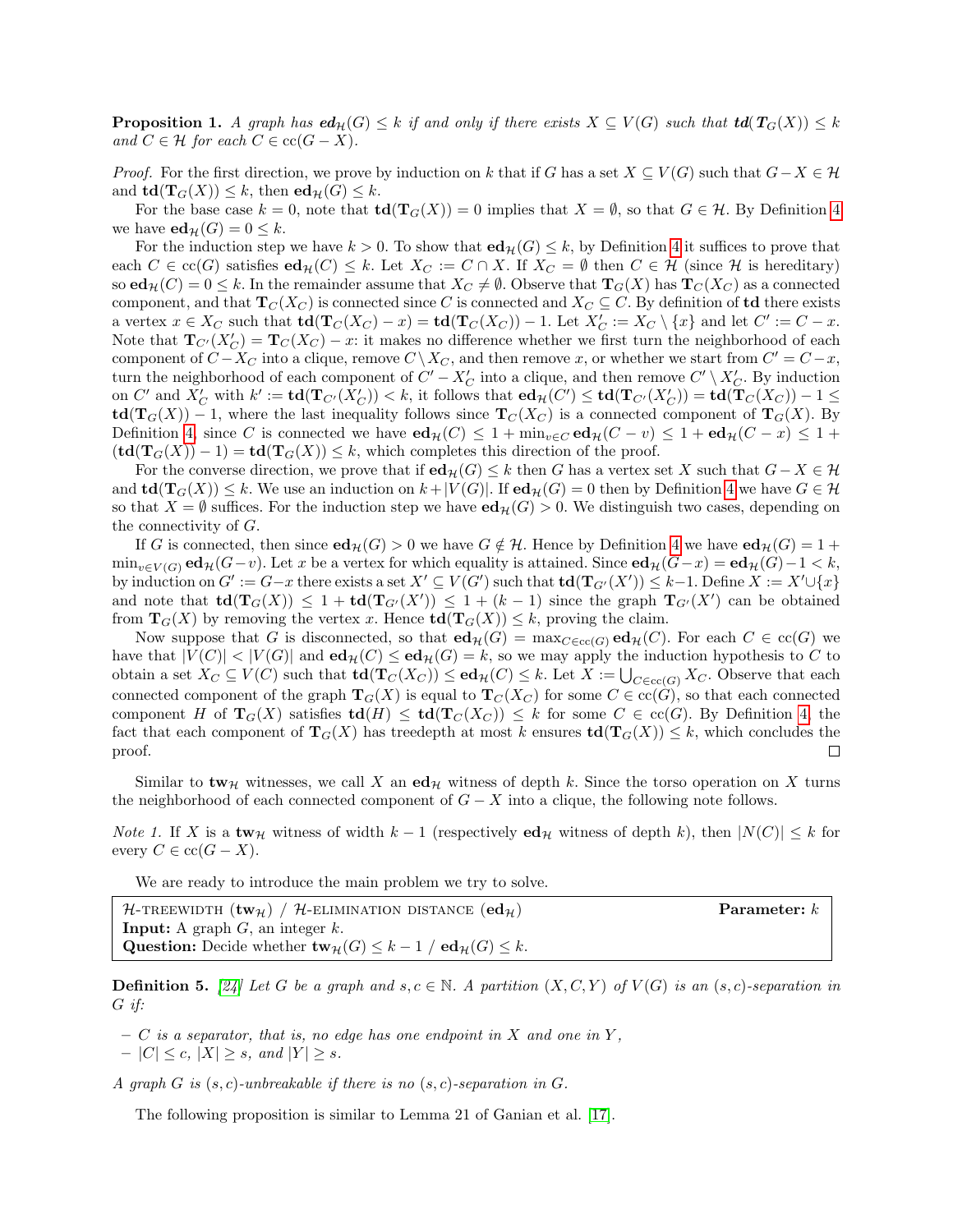**Proposition 1.** *A graph has $\mathbf{ed}_{\mathcal{H}}(G) \leq k$ if and only if there exists $X \subseteq V(G)$ such that $\mathbf{td}(\mathbf{T}_G(X)) \leq k$ and $C \in \mathcal{H}$ for each $C \in \mathrm{cc}(G - X)$.*

*Proof.* For the first direction, we prove by induction on $k$ that if $G$ has a set $X \subseteq V(G)$ such that $G - X \in \mathcal{H}$ and $\mathbf{td}(\mathbf{T}_G(X)) \leq k$, then $\mathbf{ed}_{\mathcal{H}}(G) \leq k$.

For the base case $k = 0$, note that $\mathbf{td}(\mathbf{T}_G(X)) = 0$ implies that $X = \emptyset$, so that $G \in \mathcal{H}$. By Definition 4 we have $\mathbf{ed}_{\mathcal{H}}(G) = 0 \leq k$.

For the induction step we have $k > 0$. To show that $\mathbf{ed}_{\mathcal{H}}(G) \leq k$, by Definition 4 it suffices to prove that each $C \in \mathrm{cc}(G)$ satisfies $\mathbf{ed}_{\mathcal{H}}(C) \leq k$. Let $X_C := C \cap X$. If $X_C = \emptyset$ then $C \in \mathcal{H}$ (since $\mathcal{H}$ is hereditary) so $\mathbf{ed}_{\mathcal{H}}(C) = 0 \leq k$. In the remainder assume that $X_C \neq \emptyset$. Observe that $\mathbf{T}_G(X)$ has $\mathbf{T}_C(X_C)$ as a connected component, and that $\mathbf{T}_C(X_C)$ is connected since $C$ is connected and $X_C \subseteq C$. By definition of $\mathbf{td}$ there exists a vertex $x \in X_C$ such that $\mathbf{td}(\mathbf{T}_C(X_C) - x) = \mathbf{td}(\mathbf{T}_C(X_C)) - 1$. Let $X'_C := X_C \setminus \{x\}$ and let $C' := C - x$. Note that $\mathbf{T}_{C'}(X'_C) = \mathbf{T}_C(X_C) - x$: it makes no difference whether we first turn the neighborhood of each component of $C - X_C$ into a clique, remove $C \setminus X_C$, and then remove $x$, or whether we start from $C' = C - x$, turn the neighborhood of each component of $C' - X'_C$ into a clique, and then remove $C' \setminus X'_C$. By induction on $C'$ and $X'_C$ with $k' := \mathbf{td}(\mathbf{T}_{C'}(X'_C)) < k$, it follows that $\mathbf{ed}_{\mathcal{H}}(C') \leq \mathbf{td}(\mathbf{T}_{C'}(X'_C)) = \mathbf{td}(\mathbf{T}_C(X_C)) - 1 \leq \mathbf{td}(\mathbf{T}_G(X)) - 1$, where the last inequality follows since $\mathbf{T}_C(X_C)$ is a connected component of $\mathbf{T}_G(X)$. By Definition 4, since $C$ is connected we have $\mathbf{ed}_{\mathcal{H}}(C) \leq 1 + \min_{v \in C} \mathbf{ed}_{\mathcal{H}}(C - v) \leq 1 + \mathbf{ed}_{\mathcal{H}}(C - x) \leq 1 + (\mathbf{td}(\mathbf{T}_G(X)) - 1) = \mathbf{td}(\mathbf{T}_G(X)) \leq k$, which completes this direction of the proof.

For the converse direction, we prove that if $\mathbf{ed}_{\mathcal{H}}(G) \leq k$ then $G$ has a vertex set $X$ such that $G - X \in \mathcal{H}$ and $\mathbf{td}(\mathbf{T}_G(X)) \leq k$. We use an induction on $k + |V(G)|$. If $\mathbf{ed}_{\mathcal{H}}(G) = 0$ then by Definition 4 we have $G \in \mathcal{H}$ so that $X = \emptyset$ suffices. For the induction step we have $\mathbf{ed}_{\mathcal{H}}(G) > 0$. We distinguish two cases, depending on the connectivity of $G$.

If $G$ is connected, then since $\mathbf{ed}_{\mathcal{H}}(G) > 0$ we have $G \notin \mathcal{H}$. Hence by Definition 4 we have $\mathbf{ed}_{\mathcal{H}}(G) = 1 + \min_{v \in V(G)} \mathbf{ed}_{\mathcal{H}}(G - v)$. Let $x$ be a vertex for which equality is attained. Since $\mathbf{ed}_{\mathcal{H}}(G - x) = \mathbf{ed}_{\mathcal{H}}(G) - 1 < k$, by induction on $G' := G - x$ there exists a set $X' \subseteq V(G')$ such that $\mathbf{td}(\mathbf{T}_{G'}(X')) \leq k - 1$. Define $X := X' \cup \{x\}$ and note that $\mathbf{td}(\mathbf{T}_G(X)) \leq 1 + \mathbf{td}(\mathbf{T}_{G'}(X')) \leq 1 + (k - 1)$ since the graph $\mathbf{T}_{G'}(X')$ can be obtained from $\mathbf{T}_G(X)$ by removing the vertex $x$. Hence $\mathbf{td}(\mathbf{T}_G(X)) \leq k$, proving the claim.

Now suppose that $G$ is disconnected, so that $\mathbf{ed}_{\mathcal{H}}(G) = \max_{C \in \mathrm{cc}(G)} \mathbf{ed}_{\mathcal{H}}(C)$. For each $C \in \mathrm{cc}(G)$ we have that $|V(C)| < |V(G)|$ and $\mathbf{ed}_{\mathcal{H}}(C) \leq \mathbf{ed}_{\mathcal{H}}(G) = k$, so we may apply the induction hypothesis to $C$ to obtain a set $X_C \subseteq V(C)$ such that $\mathbf{td}(\mathbf{T}_C(X_C)) \leq \mathbf{ed}_{\mathcal{H}}(C) \leq k$. Let $X := \bigcup_{C \in \mathrm{cc}(G)} X_C$. Observe that each connected component of the graph $\mathbf{T}_G(X)$ is equal to $\mathbf{T}_C(X_C)$ for some $C \in \mathrm{cc}(G)$, so that each connected component $H$ of $\mathbf{T}_G(X)$ satisfies $\mathbf{td}(H) \leq \mathbf{td}(\mathbf{T}_C(X_C)) \leq k$ for some $C \in \mathrm{cc}(G)$. By Definition 4, the fact that each component of $\mathbf{T}_G(X)$ has treedepth at most $k$ ensures $\mathbf{td}(\mathbf{T}_G(X)) \leq k$, which concludes the proof. $\square$

Similar to $\mathbf{tw}_{\mathcal{H}}$ witnesses, we call $X$ an $\mathbf{ed}_{\mathcal{H}}$ witness of depth $k$. Since the torso operation on $X$ turns the neighborhood of each connected component of $G - X$ into a clique, the following note follows.

*Note 1.* If $X$ is a $\mathbf{tw}_{\mathcal{H}}$ witness of width $k - 1$ (respectively $\mathbf{ed}_{\mathcal{H}}$ witness of depth $k$), then $|N(C)| \leq k$ for every $C \in \mathrm{cc}(G - X)$.

We are ready to introduce the main problem we try to solve.

> $\mathcal{H}$-TREEWIDTH ($\mathbf{tw}_{\mathcal{H}}$) / $\mathcal{H}$-ELIMINATION DISTANCE ($\mathbf{ed}_{\mathcal{H}}$) **Parameter:** $k$
> **Input:** A graph $G$, an integer $k$.
> **Question:** Decide whether $\mathbf{tw}_{\mathcal{H}}(G) \leq k - 1$ / $\mathbf{ed}_{\mathcal{H}}(G) \leq k$.

**Definition 5.** [24] *Let $G$ be a graph and $s, c \in \mathbb{N}$. A partition $(X, C, Y)$ of $V(G)$ is an $(s, c)$-separation in $G$ if:*

- *$C$ is a separator, that is, no edge has one endpoint in $X$ and one in $Y$,*
- *$|C| \leq c$, $|X| \geq s$, and $|Y| \geq s$.*

*A graph $G$ is $(s, c)$-unbreakable if there is no $(s, c)$-separation in $G$.*

The following proposition is similar to Lemma 21 of Ganian et al. [17].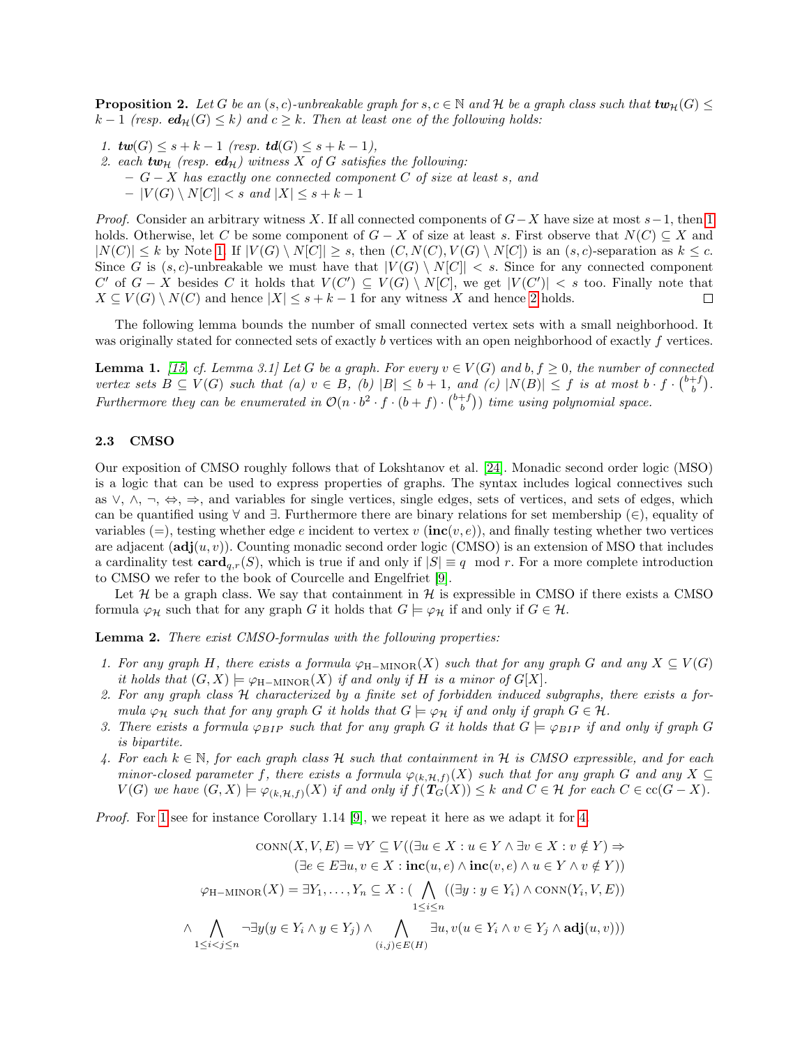**Proposition 2.** *Let $G$ be an $(s,c)$-unbreakable graph for $s, c \in \mathbb{N}$ and $\mathcal{H}$ be a graph class such that $\mathbf{tw}_{\mathcal{H}}(G) \leq k-1$ (resp. $\mathbf{ed}_{\mathcal{H}}(G) \leq k$) and $c \geq k$. Then at least one of the following holds:*

1. *$\mathbf{tw}(G) \leq s+k-1$ (resp. $\mathbf{td}(G) \leq s+k-1$),*
2. *each $\mathbf{tw}_{\mathcal{H}}$ (resp. $\mathbf{ed}_{\mathcal{H}}$) witness $X$ of $G$ satisfies the following:*
   - *$G - X$ has exactly one connected component $C$ of size at least $s$, and*
   - *$|V(G) \setminus N[C]| < s$ and $|X| \leq s+k-1$*

*Proof.* Consider an arbitrary witness $X$. If all connected components of $G-X$ have size at most $s-1$, then 1 holds. Otherwise, let $C$ be some component of $G-X$ of size at least $s$. First observe that $N(C) \subseteq X$ and $|N(C)| \leq k$ by Note 1. If $|V(G) \setminus N[C]| \geq s$, then $(C, N(C), V(G) \setminus N[C])$ is an $(s,c)$-separation as $k \leq c$. Since $G$ is $(s,c)$-unbreakable we must have that $|V(G) \setminus N[C]| < s$. Since for any connected component $C'$ of $G-X$ besides $C$ it holds that $V(C') \subseteq V(G) \setminus N[C]$, we get $|V(C')| < s$ too. Finally note that $X \subseteq V(G) \setminus N(C)$ and hence $|X| \leq s+k-1$ for any witness $X$ and hence 2 holds. ☐

The following lemma bounds the number of small connected vertex sets with a small neighborhood. It was originally stated for connected sets of exactly $b$ vertices with an open neighborhood of exactly $f$ vertices.

**Lemma 1.** *[15, cf. Lemma 3.1] Let $G$ be a graph. For every $v \in V(G)$ and $b, f \geq 0$, the number of connected vertex sets $B \subseteq V(G)$ such that (a) $v \in B$, (b) $|B| \leq b+1$, and (c) $|N(B)| \leq f$ is at most $b \cdot f \cdot \binom{b+f}{b}$. Furthermore they can be enumerated in $\mathcal{O}(n \cdot b^2 \cdot f \cdot (b+f) \cdot \binom{b+f}{b})$ time using polynomial space.*

### 2.3 CMSO

Our exposition of CMSO roughly follows that of Lokshtanov et al. [24]. Monadic second order logic (MSO) is a logic that can be used to express properties of graphs. The syntax includes logical connectives such as $\vee$, $\wedge$, $\neg$, $\Leftrightarrow$, $\Rightarrow$, and variables for single vertices, single edges, sets of vertices, and sets of edges, which can be quantified using $\forall$ and $\exists$. Furthermore there are binary relations for set membership ($\in$), equality of variables ($=$), testing whether edge $e$ incident to vertex $v$ ($\mathbf{inc}(v,e)$), and finally testing whether two vertices are adjacent ($\mathbf{adj}(u,v)$). Counting monadic second order logic (CMSO) is an extension of MSO that includes a cardinality test $\mathbf{card}_{q,r}(S)$, which is true if and only if $|S| \equiv q \mod r$. For a more complete introduction to CMSO we refer to the book of Courcelle and Engelfriet [9].

Let $\mathcal{H}$ be a graph class. We say that containment in $\mathcal{H}$ is expressible in CMSO if there exists a CMSO formula $\varphi_{\mathcal{H}}$ such that for any graph $G$ it holds that $G \models \varphi_{\mathcal{H}}$ if and only if $G \in \mathcal{H}$.

**Lemma 2.** *There exist CMSO-formulas with the following properties:*

1. *For any graph $H$, there exists a formula $\varphi_{\text{H-MINOR}}(X)$ such that for any graph $G$ and any $X \subseteq V(G)$ it holds that $(G,X) \models \varphi_{\text{H-MINOR}}(X)$ if and only if $H$ is a minor of $G[X]$.*
2. *For any graph class $\mathcal{H}$ characterized by a finite set of forbidden induced subgraphs, there exists a formula $\varphi_{\mathcal{H}}$ such that for any graph $G$ it holds that $G \models \varphi_{\mathcal{H}}$ if and only if graph $G \in \mathcal{H}$.*
3. *There exists a formula $\varphi_{BIP}$ such that for any graph $G$ it holds that $G \models \varphi_{BIP}$ if and only if graph $G$ is bipartite.*
4. *For each $k \in \mathbb{N}$, for each graph class $\mathcal{H}$ such that containment in $\mathcal{H}$ is CMSO expressible, and for each minor-closed parameter $f$, there exists a formula $\varphi_{(k,\mathcal{H},f)}(X)$ such that for any graph $G$ and any $X \subseteq V(G)$ we have $(G,X) \models \varphi_{(k,\mathcal{H},f)}(X)$ if and only if $f(\mathbf{T}_G(X)) \leq k$ and $C \in \mathcal{H}$ for each $C \in \text{cc}(G-X)$.*

*Proof.* For 1 see for instance Corollary 1.14 [9], we repeat it here as we adapt it for 4.

$$
\begin{aligned}
\text{CONN}(X, V, E) = \forall Y \subseteq V((\exists u \in X : u \in Y \wedge \exists v \in X : v \notin Y) \Rightarrow \\
(\exists e \in E \exists u, v \in X : \mathbf{inc}(u,e) \wedge \mathbf{inc}(v,e) \wedge u \in Y \wedge v \notin Y)) \\
\varphi_{\text{H-MINOR}}(X) = \exists Y_1, \ldots, Y_n \subseteq X : (\bigwedge_{1 \leq i \leq n} ((\exists y : y \in Y_i) \wedge \text{CONN}(Y_i, V, E)) \\
\wedge \bigwedge_{1 \leq i < j \leq n} \neg \exists y (y \in Y_i \wedge y \in Y_j) \wedge \bigwedge_{(i,j) \in E(H)} \exists u, v (u \in Y_i \wedge v \in Y_j \wedge \mathbf{adj}(u,v)))
\end{aligned}
$$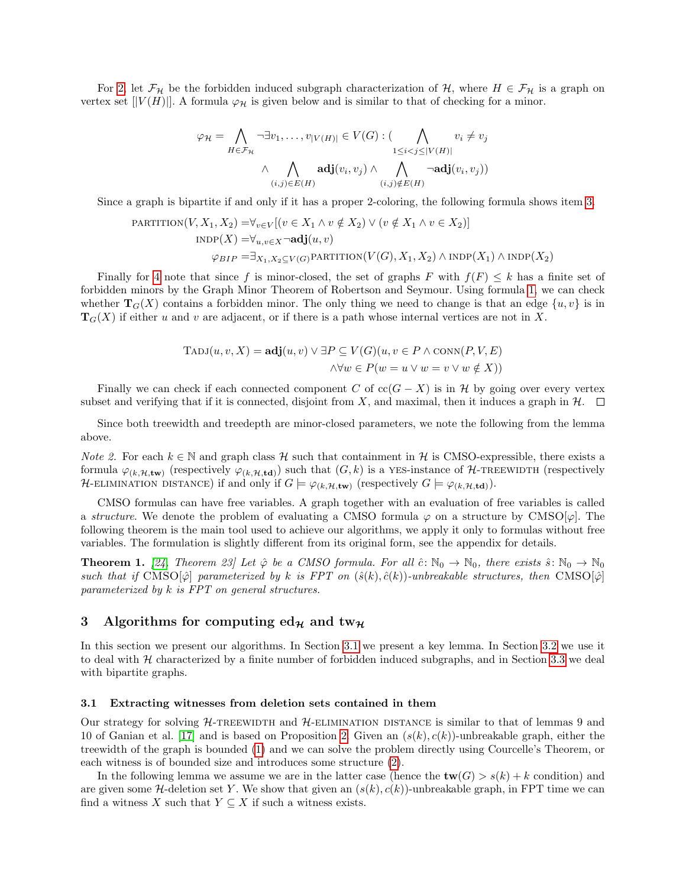For 2, let $\mathcal{F}_\mathcal{H}$ be the forbidden induced subgraph characterization of $\mathcal{H}$, where $H \in \mathcal{F}_\mathcal{H}$ is a graph on vertex set $[|V(H)|]$. A formula $\varphi_\mathcal{H}$ is given below and is similar to that of checking for a minor.

$$\varphi_\mathcal{H} = \bigwedge_{H \in \mathcal{F}_\mathcal{H}} \neg \exists v_1, \ldots, v_{|V(H)|} \in V(G) : \Big( \bigwedge_{1 \leq i < j \leq |V(H)|} v_i \neq v_j \wedge \bigwedge_{(i,j) \in E(H)} \mathbf{adj}(v_i, v_j) \wedge \bigwedge_{(i,j) \notin E(H)} \neg \mathbf{adj}(v_i, v_j) \Big)$$

Since a graph is bipartite if and only if it has a proper 2-coloring, the following formula shows item 3.

$$\begin{aligned}
\textsc{partition}(V, X_1, X_2) &= \forall_{v \in V} [(v \in X_1 \wedge v \notin X_2) \vee (v \notin X_1 \wedge v \in X_2)] \\
\textsc{indp}(X) &= \forall_{u,v \in X} \neg \mathbf{adj}(u, v) \\
\varphi_{BIP} &= \exists_{X_1, X_2 \subseteq V(G)} \textsc{partition}(V(G), X_1, X_2) \wedge \textsc{indp}(X_1) \wedge \textsc{indp}(X_2)
\end{aligned}$$

Finally for 4 note that since $f$ is minor-closed, the set of graphs $F$ with $f(F) \leq k$ has a finite set of forbidden minors by the Graph Minor Theorem of Robertson and Seymour. Using formula 1, we can check whether $\mathbf{T}_G(X)$ contains a forbidden minor. The only thing we need to change is that an edge $\{u, v\}$ is in $\mathbf{T}_G(X)$ if either $u$ and $v$ are adjacent, or if there is a path whose internal vertices are not in $X$.

$$\textsc{Tadj}(u, v, X) = \mathbf{adj}(u, v) \vee \exists P \subseteq V(G)(u, v \in P \wedge \textsc{conn}(P, V, E) \wedge \forall w \in P(w = u \vee w = v \vee w \notin X))$$

Finally we can check if each connected component $C$ of $\text{cc}(G - X)$ is in $\mathcal{H}$ by going over every vertex subset and verifying that if it is connected, disjoint from $X$, and maximal, then it induces a graph in $\mathcal{H}$. ☐

Since both treewidth and treedepth are minor-closed parameters, we note the following from the lemma above.

*Note 2.* For each $k \in \mathbb{N}$ and graph class $\mathcal{H}$ such that containment in $\mathcal{H}$ is CMSO-expressible, there exists a formula $\varphi_{(k,\mathcal{H},\mathbf{tw})}$ (respectively $\varphi_{(k,\mathcal{H},\mathbf{td})}$) such that $(G, k)$ is a YES-instance of $\mathcal{H}$-TREEWIDTH (respectively $\mathcal{H}$-ELIMINATION DISTANCE) if and only if $G \models \varphi_{(k,\mathcal{H},\mathbf{tw})}$ (respectively $G \models \varphi_{(k,\mathcal{H},\mathbf{td})}$).

CMSO formulas can have free variables. A graph together with an evaluation of free variables is called a *structure*. We denote the problem of evaluating a CMSO formula $\varphi$ on a structure by CMSO[$\varphi$]. The following theorem is the main tool used to achieve our algorithms, we apply it only to formulas without free variables. The formulation is slightly different from its original form, see the appendix for details.

**Theorem 1.** *[24, Theorem 23] Let $\hat{\varphi}$ be a CMSO formula. For all $\hat{c}\colon \mathbb{N}_0 \to \mathbb{N}_0$, there exists $\hat{s}\colon \mathbb{N}_0 \to \mathbb{N}_0$ such that if* CMSO[$\hat{\varphi}$] *parameterized by $k$ is FPT on $(\hat{s}(k), \hat{c}(k))$-unbreakable structures, then* CMSO[$\hat{\varphi}$] *parameterized by $k$ is FPT on general structures.*

## 3 Algorithms for computing $\mathbf{ed}_\mathcal{H}$ and $\mathbf{tw}_\mathcal{H}$

In this section we present our algorithms. In Section 3.1 we present a key lemma. In Section 3.2 we use it to deal with $\mathcal{H}$ characterized by a finite number of forbidden induced subgraphs, and in Section 3.3 we deal with bipartite graphs.

### 3.1 Extracting witnesses from deletion sets contained in them

Our strategy for solving $\mathcal{H}$-TREEWIDTH and $\mathcal{H}$-ELIMINATION DISTANCE is similar to that of lemmas 9 and 10 of Ganian et al. [17] and is based on Proposition 2. Given an $(s(k), c(k))$-unbreakable graph, either the treewidth of the graph is bounded (1) and we can solve the problem directly using Courcelle's Theorem, or each witness is of bounded size and introduces some structure (2).

In the following lemma we assume we are in the latter case (hence the $\mathbf{tw}(G) > s(k) + k$ condition) and are given some $\mathcal{H}$-deletion set $Y$. We show that given an $(s(k), c(k))$-unbreakable graph, in FPT time we can find a witness $X$ such that $Y \subseteq X$ if such a witness exists.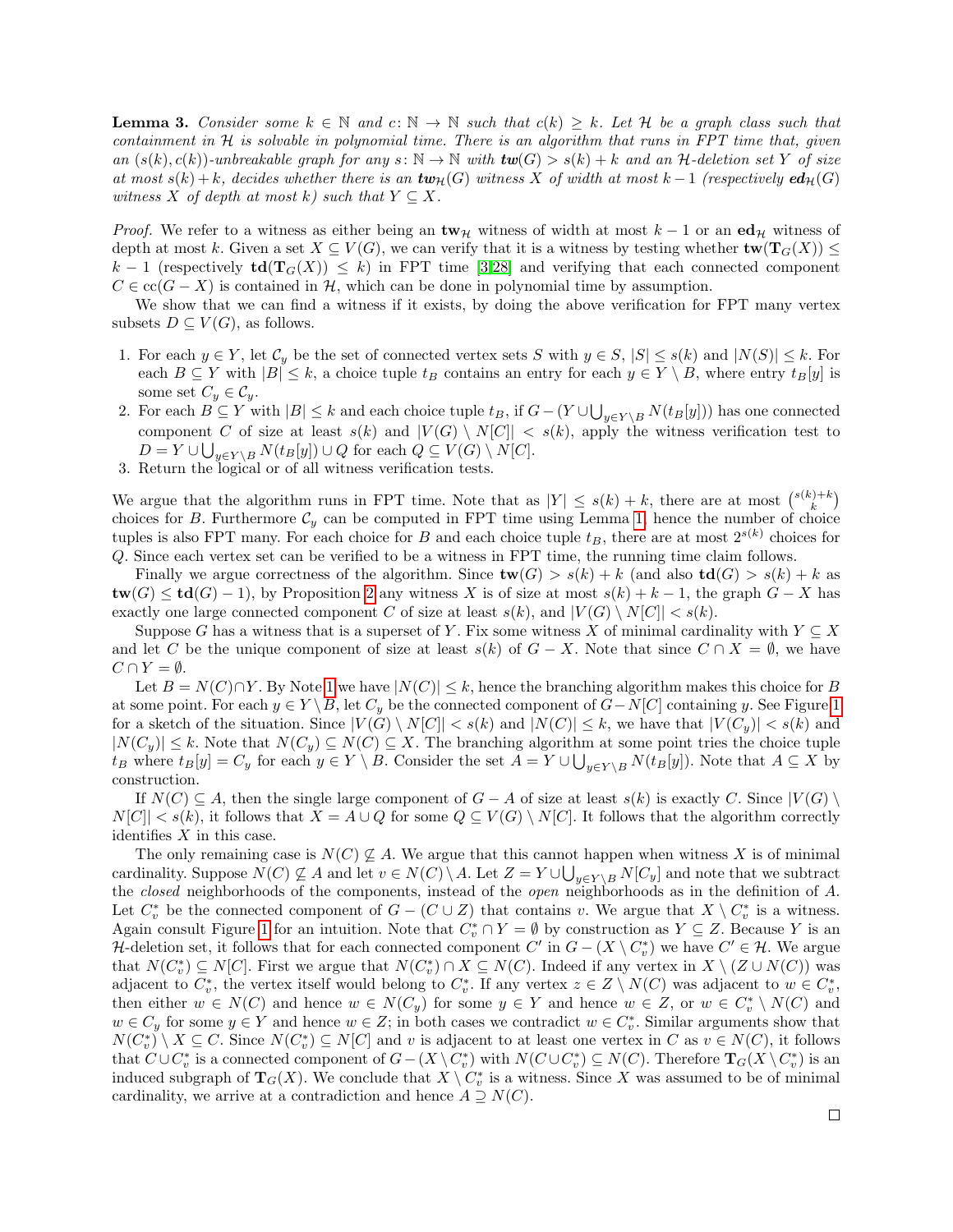**Lemma 3.** *Consider some $k \in \mathbb{N}$ and $c\colon \mathbb{N} \to \mathbb{N}$ such that $c(k) \geq k$. Let $\mathcal{H}$ be a graph class such that containment in $\mathcal{H}$ is solvable in polynomial time. There is an algorithm that runs in FPT time that, given an $(s(k), c(k))$-unbreakable graph for any $s\colon \mathbb{N} \to \mathbb{N}$ with $\textbf{tw}(G) > s(k) + k$ and an $\mathcal{H}$-deletion set $Y$ of size at most $s(k)+k$, decides whether there is an $\textbf{tw}_{\mathcal{H}}(G)$ witness $X$ of width at most $k-1$ (respectively $\textbf{ed}_{\mathcal{H}}(G)$ witness $X$ of depth at most $k$) such that $Y \subseteq X$.*

*Proof.* We refer to a witness as either being an $\mathbf{tw}_{\mathcal{H}}$ witness of width at most $k-1$ or an $\mathbf{ed}_{\mathcal{H}}$ witness of depth at most $k$. Given a set $X \subseteq V(G)$, we can verify that it is a witness by testing whether $\mathbf{tw}(\mathbf{T}_G(X)) \leq k-1$ (respectively $\mathbf{td}(\mathbf{T}_G(X)) \leq k$) in FPT time [3,28] and verifying that each connected component $C \in \mathrm{cc}(G - X)$ is contained in $\mathcal{H}$, which can be done in polynomial time by assumption.

We show that we can find a witness if it exists, by doing the above verification for FPT many vertex subsets $D \subseteq V(G)$, as follows.

1. For each $y \in Y$, let $\mathcal{C}_y$ be the set of connected vertex sets $S$ with $y \in S$, $|S| \leq s(k)$ and $|N(S)| \leq k$. For each $B \subseteq Y$ with $|B| \leq k$, a choice tuple $t_B$ contains an entry for each $y \in Y \setminus B$, where entry $t_B[y]$ is some set $C_y \in \mathcal{C}_y$.
2. For each $B \subseteq Y$ with $|B| \leq k$ and each choice tuple $t_B$, if $G - (Y \cup \bigcup_{y \in Y \setminus B} N(t_B[y]))$ has one connected component $C$ of size at least $s(k)$ and $|V(G) \setminus N[C]| < s(k)$, apply the witness verification test to $D = Y \cup \bigcup_{y \in Y \setminus B} N(t_B[y]) \cup Q$ for each $Q \subseteq V(G) \setminus N[C]$.
3. Return the logical or of all witness verification tests.

We argue that the algorithm runs in FPT time. Note that as $|Y| \leq s(k) + k$, there are at most $\binom{s(k)+k}{k}$ choices for $B$. Furthermore $\mathcal{C}_y$ can be computed in FPT time using Lemma 1, hence the number of choice tuples is also FPT many. For each choice for $B$ and each choice tuple $t_B$, there are at most $2^{s(k)}$ choices for $Q$. Since each vertex set can be verified to be a witness in FPT time, the running time claim follows.

Finally we argue correctness of the algorithm. Since $\mathbf{tw}(G) > s(k) + k$ (and also $\mathbf{td}(G) > s(k) + k$ as $\mathbf{tw}(G) \leq \mathbf{td}(G) - 1$), by Proposition 2 any witness $X$ is of size at most $s(k) + k - 1$, the graph $G - X$ has exactly one large connected component $C$ of size at least $s(k)$, and $|V(G) \setminus N[C]| < s(k)$.

Suppose $G$ has a witness that is a superset of $Y$. Fix some witness $X$ of minimal cardinality with $Y \subseteq X$ and let $C$ be the unique component of size at least $s(k)$ of $G - X$. Note that since $C \cap X = \emptyset$, we have $C \cap Y = \emptyset$.

Let $B = N(C) \cap Y$. By Note 1 we have $|N(C)| \leq k$, hence the branching algorithm makes this choice for $B$ at some point. For each $y \in Y \setminus B$, let $C_y$ be the connected component of $G - N[C]$ containing $y$. See Figure 1 for a sketch of the situation. Since $|V(G) \setminus N[C]| < s(k)$ and $|N(C)| \leq k$, we have that $|V(C_y)| < s(k)$ and $|N(C_y)| \leq k$. Note that $N(C_y) \subseteq N(C) \subseteq X$. The branching algorithm at some point tries the choice tuple $t_B$ where $t_B[y] = C_y$ for each $y \in Y \setminus B$. Consider the set $A = Y \cup \bigcup_{y \in Y \setminus B} N(t_B[y])$. Note that $A \subseteq X$ by construction.

If $N(C) \subseteq A$, then the single large component of $G - A$ of size at least $s(k)$ is exactly $C$. Since $|V(G) \setminus N[C]| < s(k)$, it follows that $X = A \cup Q$ for some $Q \subseteq V(G) \setminus N[C]$. It follows that the algorithm correctly identifies $X$ in this case.

The only remaining case is $N(C) \not\subseteq A$. We argue that this cannot happen when witness $X$ is of minimal cardinality. Suppose $N(C) \not\subseteq A$ and let $v \in N(C) \setminus A$. Let $Z = Y \cup \bigcup_{y \in Y \setminus B} N[C_y]$ and note that we subtract the *closed* neighborhoods of the components, instead of the *open* neighborhoods as in the definition of $A$. Let $C_v^*$ be the connected component of $G - (C \cup Z)$ that contains $v$. We argue that $X \setminus C_v^*$ is a witness. Again consult Figure 1 for an intuition. Note that $C_v^* \cap Y = \emptyset$ by construction as $Y \subseteq Z$. Because $Y$ is an $\mathcal{H}$-deletion set, it follows that for each connected component $C'$ in $G - (X \setminus C_v^*)$ we have $C' \in \mathcal{H}$. We argue that $N(C_v^*) \subseteq N[C]$. First we argue that $N(C_v^*) \cap X \subseteq N(C)$. Indeed if any vertex in $X \setminus (Z \cup N(C))$ was adjacent to $C_v^*$, the vertex itself would belong to $C_v^*$. If any vertex $z \in Z \setminus N(C)$ was adjacent to $w \in C_v^*$, then either $w \in N(C)$ and hence $w \in N(C_y)$ for some $y \in Y$ and hence $w \in Z$, or $w \in C_v^* \setminus N(C)$ and $w \in C_y$ for some $y \in Y$ and hence $w \in Z$; in both cases we contradict $w \in C_v^*$. Similar arguments show that $N(C_v^*) \setminus X \subseteq C$. Since $N(C_v^*) \subseteq N[C]$ and $v$ is adjacent to at least one vertex in $C$ as $v \in N(C)$, it follows that $C \cup C_v^*$ is a connected component of $G - (X \setminus C_v^*)$ with $N(C \cup C_v^*) \subseteq N(C)$. Therefore $\mathbf{T}_G(X \setminus C_v^*)$ is an induced subgraph of $\mathbf{T}_G(X)$. We conclude that $X \setminus C_v^*$ is a witness. Since $X$ was assumed to be of minimal cardinality, we arrive at a contradiction and hence $A \supseteq N(C)$.

◻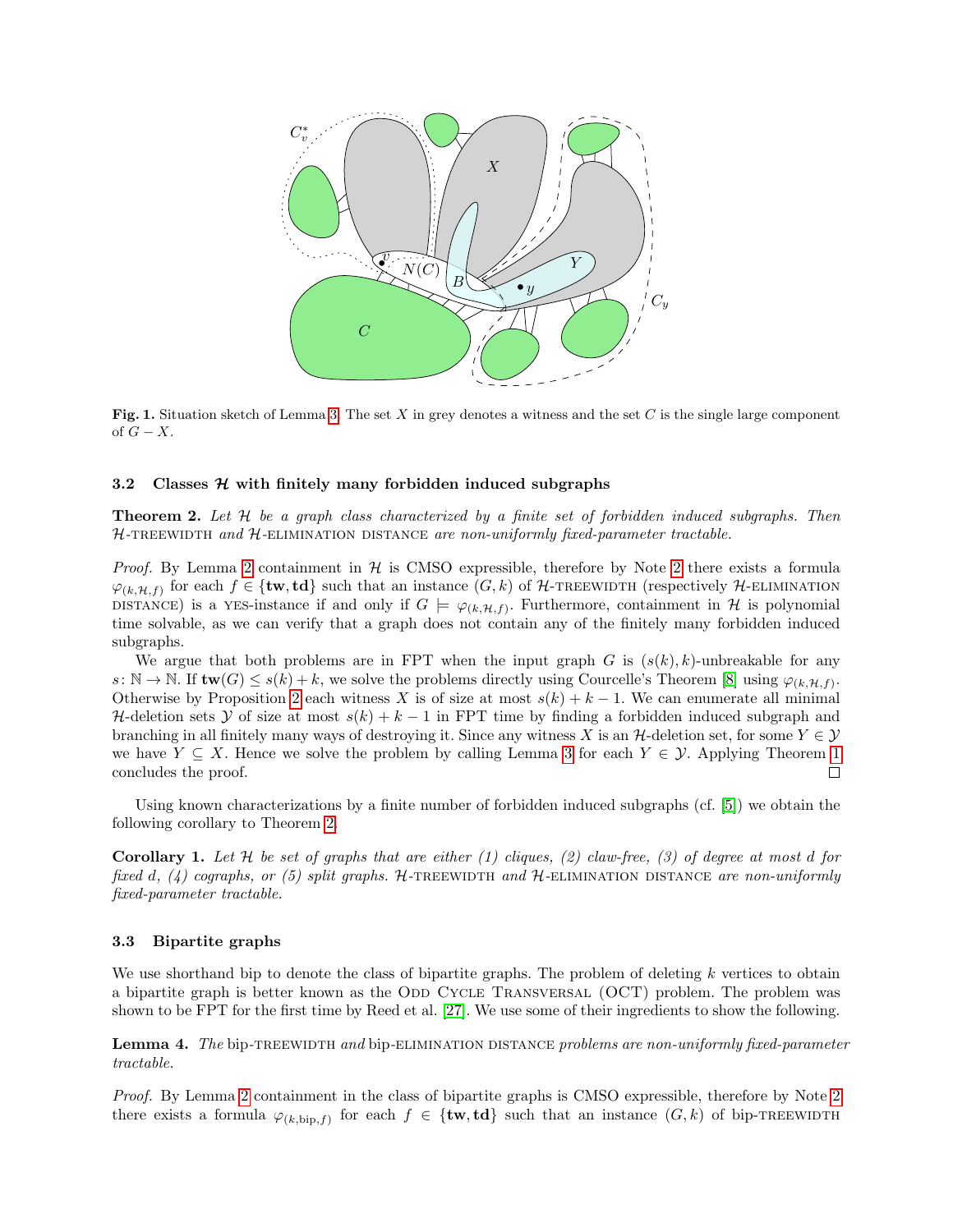**Fig. 1.** Situation sketch of Lemma 3. The set $X$ in grey denotes a witness and the set $C$ is the single large component of $G - X$.

### 3.2 Classes $\mathcal{H}$ with finitely many forbidden induced subgraphs

**Theorem 2.** *Let $\mathcal{H}$ be a graph class characterized by a finite set of forbidden induced subgraphs. Then $\mathcal{H}$-TREEWIDTH and $\mathcal{H}$-ELIMINATION DISTANCE are non-uniformly fixed-parameter tractable.*

*Proof.* By Lemma 2 containment in $\mathcal{H}$ is CMSO expressible, therefore by Note 2 there exists a formula $\varphi_{(k,\mathcal{H},f)}$ for each $f \in \{\mathbf{tw}, \mathbf{td}\}$ such that an instance $(G, k)$ of $\mathcal{H}$-TREEWIDTH (respectively $\mathcal{H}$-ELIMINATION DISTANCE) is a YES-instance if and only if $G \models \varphi_{(k,\mathcal{H},f)}$. Furthermore, containment in $\mathcal{H}$ is polynomial time solvable, as we can verify that a graph does not contain any of the finitely many forbidden induced subgraphs.

We argue that both problems are in FPT when the input graph $G$ is $(s(k), k)$-unbreakable for any $s \colon \mathbb{N} \to \mathbb{N}$. If $\mathbf{tw}(G) \leq s(k) + k$, we solve the problems directly using Courcelle's Theorem [8] using $\varphi_{(k,\mathcal{H},f)}$. Otherwise by Proposition 2 each witness $X$ is of size at most $s(k) + k - 1$. We can enumerate all minimal $\mathcal{H}$-deletion sets $\mathcal{Y}$ of size at most $s(k) + k - 1$ in FPT time by finding a forbidden induced subgraph and branching in all finitely many ways of destroying it. Since any witness $X$ is an $\mathcal{H}$-deletion set, for some $Y \in \mathcal{Y}$ we have $Y \subseteq X$. Hence we solve the problem by calling Lemma 3 for each $Y \in \mathcal{Y}$. Applying Theorem 1 concludes the proof. □

Using known characterizations by a finite number of forbidden induced subgraphs (cf. [5]) we obtain the following corollary to Theorem 2.

**Corollary 1.** *Let $\mathcal{H}$ be set of graphs that are either (1) cliques, (2) claw-free, (3) of degree at most $d$ for fixed $d$, (4) cographs, or (5) split graphs. $\mathcal{H}$-TREEWIDTH and $\mathcal{H}$-ELIMINATION DISTANCE are non-uniformly fixed-parameter tractable.*

### 3.3 Bipartite graphs

We use shorthand bip to denote the class of bipartite graphs. The problem of deleting $k$ vertices to obtain a bipartite graph is better known as the ODD CYCLE TRANSVERSAL (OCT) problem. The problem was shown to be FPT for the first time by Reed et al. [27]. We use some of their ingredients to show the following.

**Lemma 4.** *The* bip-TREEWIDTH *and* bip-ELIMINATION DISTANCE *problems are non-uniformly fixed-parameter tractable.*

*Proof.* By Lemma 2 containment in the class of bipartite graphs is CMSO expressible, therefore by Note 2 there exists a formula $\varphi_{(k,\text{bip},f)}$ for each $f \in \{\mathbf{tw}, \mathbf{td}\}$ such that an instance $(G, k)$ of bip-TREEWIDTH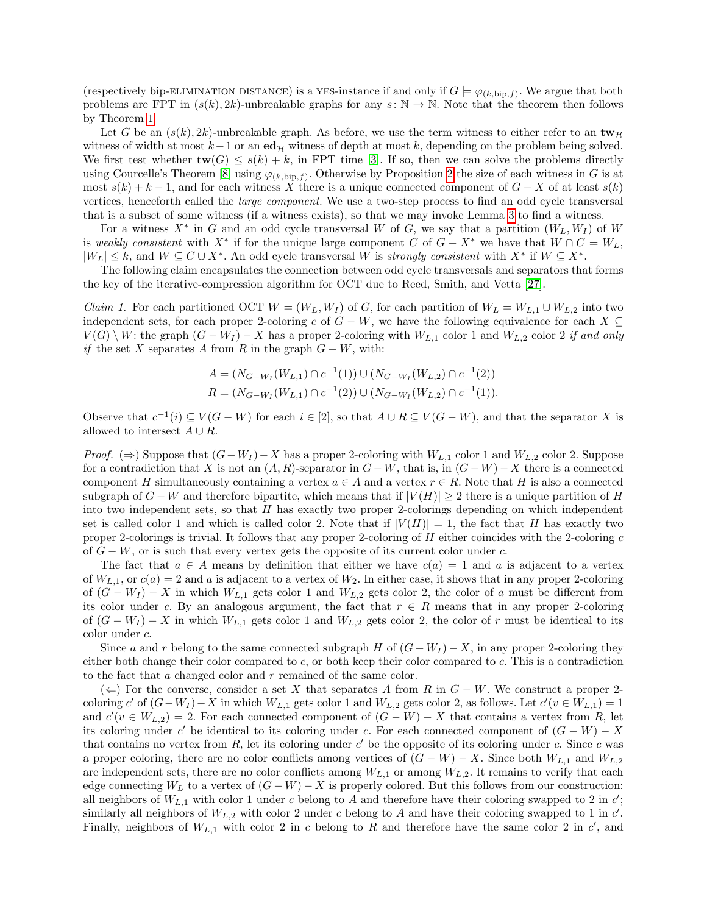(respectively bip-ELIMINATION DISTANCE) is a YES-instance if and only if $G \models \varphi_{(k,\text{bip},f)}$. We argue that both problems are FPT in $(s(k), 2k)$-unbreakable graphs for any $s\colon \mathbb{N} \to \mathbb{N}$. Note that the theorem then follows by Theorem 1.

Let $G$ be an $(s(k), 2k)$-unbreakable graph. As before, we use the term witness to either refer to an $\mathbf{tw}_{\mathcal{H}}$ witness of width at most $k-1$ or an $\mathbf{ed}_{\mathcal{H}}$ witness of depth at most $k$, depending on the problem being solved. We first test whether $\mathbf{tw}(G) \leq s(k)+k$, in FPT time [3]. If so, then we can solve the problems directly using Courcelle's Theorem [8] using $\varphi_{(k,\text{bip},f)}$. Otherwise by Proposition 2 the size of each witness in $G$ is at most $s(k)+k-1$, and for each witness $X$ there is a unique connected component of $G-X$ of at least $s(k)$ vertices, henceforth called the *large component*. We use a two-step process to find an odd cycle transversal that is a subset of some witness (if a witness exists), so that we may invoke Lemma 3 to find a witness.

For a witness $X^*$ in $G$ and an odd cycle transversal $W$ of $G$, we say that a partition $(W_L, W_I)$ of $W$ is *weakly consistent* with $X^*$ if for the unique large component $C$ of $G - X^*$ we have that $W \cap C = W_L$, $|W_L| \leq k$, and $W \subseteq C \cup X^*$. An odd cycle transversal $W$ is *strongly consistent* with $X^*$ if $W \subseteq X^*$.

The following claim encapsulates the connection between odd cycle transversals and separators that forms the key of the iterative-compression algorithm for OCT due to Reed, Smith, and Vetta [27].

*Claim 1.* For each partitioned OCT $W = (W_L, W_I)$ of $G$, for each partition of $W_L = W_{L,1} \cup W_{L,2}$ into two independent sets, for each proper 2-coloring $c$ of $G - W$, we have the following equivalence for each $X \subseteq V(G) \setminus W$: the graph $(G - W_I) - X$ has a proper 2-coloring with $W_{L,1}$ color 1 and $W_{L,2}$ color 2 *if and only if* the set $X$ separates $A$ from $R$ in the graph $G - W$, with:

$$A = (N_{G-W_I}(W_{L,1}) \cap c^{-1}(1)) \cup (N_{G-W_I}(W_{L,2}) \cap c^{-1}(2))$$
$$R = (N_{G-W_I}(W_{L,1}) \cap c^{-1}(2)) \cup (N_{G-W_I}(W_{L,2}) \cap c^{-1}(1)).$$

Observe that $c^{-1}(i) \subseteq V(G - W)$ for each $i \in [2]$, so that $A \cup R \subseteq V(G - W)$, and that the separator $X$ is allowed to intersect $A \cup R$.

*Proof.* ($\Rightarrow$) Suppose that $(G - W_I) - X$ has a proper 2-coloring with $W_{L,1}$ color 1 and $W_{L,2}$ color 2. Suppose for a contradiction that $X$ is not an $(A, R)$-separator in $G - W$, that is, in $(G - W) - X$ there is a connected component $H$ simultaneously containing a vertex $a \in A$ and a vertex $r \in R$. Note that $H$ is also a connected subgraph of $G - W$ and therefore bipartite, which means that if $|V(H)| \geq 2$ there is a unique partition of $H$ into two independent sets, so that $H$ has exactly two proper 2-colorings depending on which independent set is called color 1 and which is called color 2. Note that if $|V(H)| = 1$, the fact that $H$ has exactly two proper 2-colorings is trivial. It follows that any proper 2-coloring of $H$ either coincides with the 2-coloring $c$ of $G - W$, or is such that every vertex gets the opposite of its current color under $c$.

The fact that $a \in A$ means by definition that either we have $c(a) = 1$ and $a$ is adjacent to a vertex of $W_{L,1}$, or $c(a) = 2$ and $a$ is adjacent to a vertex of $W_2$. In either case, it shows that in any proper 2-coloring of $(G - W_I) - X$ in which $W_{L,1}$ gets color 1 and $W_{L,2}$ gets color 2, the color of $a$ must be different from its color under $c$. By an analogous argument, the fact that $r \in R$ means that in any proper 2-coloring of $(G - W_I) - X$ in which $W_{L,1}$ gets color 1 and $W_{L,2}$ gets color 2, the color of $r$ must be identical to its color under $c$.

Since $a$ and $r$ belong to the same connected subgraph $H$ of $(G - W_I) - X$, in any proper 2-coloring they either both change their color compared to $c$, or both keep their color compared to $c$. This is a contradiction to the fact that $a$ changed color and $r$ remained of the same color.

($\Leftarrow$) For the converse, consider a set $X$ that separates $A$ from $R$ in $G - W$. We construct a proper 2-coloring $c'$ of $(G - W_I) - X$ in which $W_{L,1}$ gets color 1 and $W_{L,2}$ gets color 2, as follows. Let $c'(v \in W_{L,1}) = 1$ and $c'(v \in W_{L,2}) = 2$. For each connected component of $(G - W) - X$ that contains a vertex from $R$, let its coloring under $c'$ be identical to its coloring under $c$. For each connected component of $(G - W) - X$ that contains no vertex from $R$, let its coloring under $c'$ be the opposite of its coloring under $c$. Since $c$ was a proper coloring, there are no color conflicts among vertices of $(G - W) - X$. Since both $W_{L,1}$ and $W_{L,2}$ are independent sets, there are no color conflicts among $W_{L,1}$ or among $W_{L,2}$. It remains to verify that each edge connecting $W_L$ to a vertex of $(G - W) - X$ is properly colored. But this follows from our construction: all neighbors of $W_{L,1}$ with color 1 under $c$ belong to $A$ and therefore have their coloring swapped to 2 in $c'$; similarly all neighbors of $W_{L,2}$ with color 2 under $c$ belong to $A$ and have their coloring swapped to 1 in $c'$. Finally, neighbors of $W_{L,1}$ with color 2 in $c$ belong to $R$ and therefore have the same color 2 in $c'$, and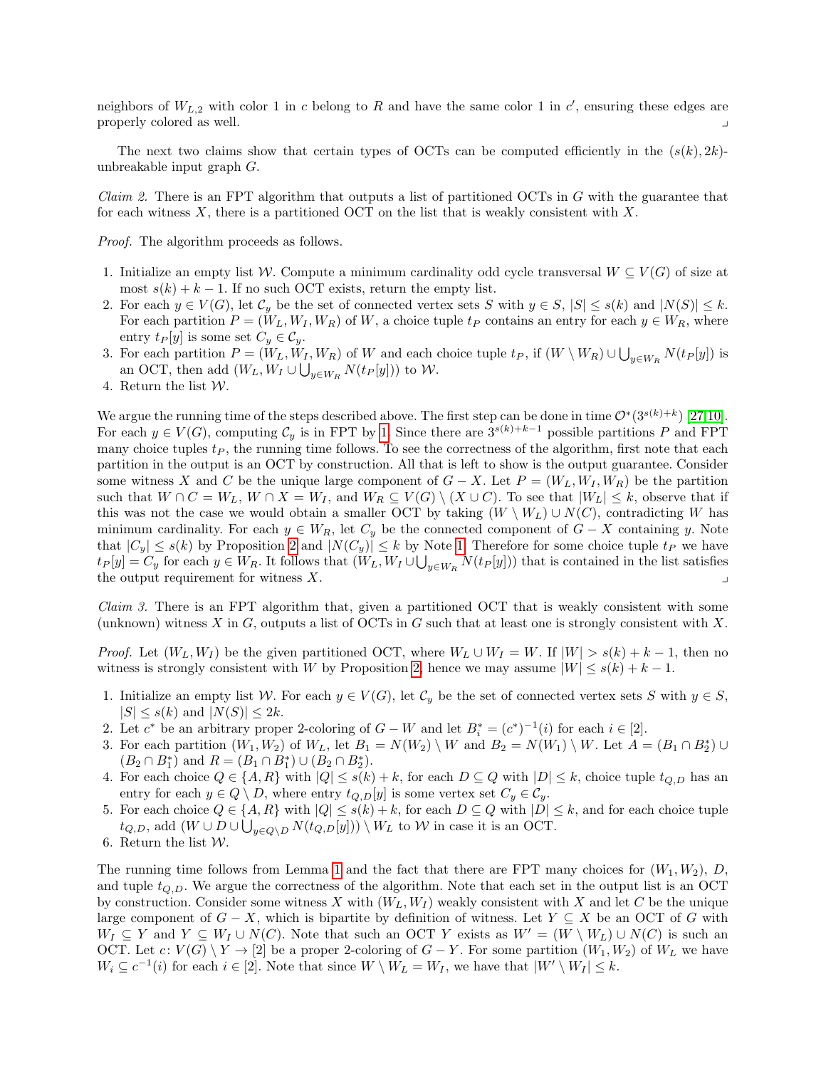neighbors of $W_{L,2}$ with color 1 in $c$ belong to $R$ and have the same color 1 in $c'$, ensuring these edges are properly colored as well. ⌟

The next two claims show that certain types of OCTs can be computed efficiently in the $(s(k), 2k)$-unbreakable input graph $G$.

*Claim 2.* There is an FPT algorithm that outputs a list of partitioned OCTs in $G$ with the guarantee that for each witness $X$, there is a partitioned OCT on the list that is weakly consistent with $X$.

*Proof.* The algorithm proceeds as follows.

1. Initialize an empty list $\mathcal{W}$. Compute a minimum cardinality odd cycle transversal $W \subseteq V(G)$ of size at most $s(k) + k - 1$. If no such OCT exists, return the empty list.
2. For each $y \in V(G)$, let $\mathcal{C}_y$ be the set of connected vertex sets $S$ with $y \in S$, $|S| \leq s(k)$ and $|N(S)| \leq k$. For each partition $P = (W_L, W_I, W_R)$ of $W$, a choice tuple $t_P$ contains an entry for each $y \in W_R$, where entry $t_P[y]$ is some set $C_y \in \mathcal{C}_y$.
3. For each partition $P = (W_L, W_I, W_R)$ of $W$ and each choice tuple $t_P$, if $(W \setminus W_R) \cup \bigcup_{y \in W_R} N(t_P[y])$ is an OCT, then add $(W_L, W_I \cup \bigcup_{y \in W_R} N(t_P[y]))$ to $\mathcal{W}$.
4. Return the list $\mathcal{W}$.

We argue the running time of the steps described above. The first step can be done in time $\mathcal{O}^*(3^{s(k)+k})$ [27,10]. For each $y \in V(G)$, computing $\mathcal{C}_y$ is in FPT by 1. Since there are $3^{s(k)+k-1}$ possible partitions $P$ and FPT many choice tuples $t_P$, the running time follows. To see the correctness of the algorithm, first note that each partition in the output is an OCT by construction. All that is left to show is the output guarantee. Consider some witness $X$ and $C$ be the unique large component of $G - X$. Let $P = (W_L, W_I, W_R)$ be the partition such that $W \cap C = W_L$, $W \cap X = W_I$, and $W_R \subseteq V(G) \setminus (X \cup C)$. To see that $|W_L| \leq k$, observe that if this was not the case we would obtain a smaller OCT by taking $(W \setminus W_L) \cup N(C)$, contradicting $W$ has minimum cardinality. For each $y \in W_R$, let $C_y$ be the connected component of $G - X$ containing $y$. Note that $|C_y| \leq s(k)$ by Proposition 2 and $|N(C_y)| \leq k$ by Note 1. Therefore for some choice tuple $t_P$ we have $t_P[y] = C_y$ for each $y \in W_R$. It follows that $(W_L, W_I \cup \bigcup_{y \in W_R} N(t_P[y]))$ that is contained in the list satisfies the output requirement for witness $X$. ⌟

*Claim 3.* There is an FPT algorithm that, given a partitioned OCT that is weakly consistent with some (unknown) witness $X$ in $G$, outputs a list of OCTs in $G$ such that at least one is strongly consistent with $X$.

*Proof.* Let $(W_L, W_I)$ be the given partitioned OCT, where $W_L \cup W_I = W$. If $|W| > s(k) + k - 1$, then no witness is strongly consistent with $W$ by Proposition 2, hence we may assume $|W| \leq s(k) + k - 1$.

1. Initialize an empty list $\mathcal{W}$. For each $y \in V(G)$, let $\mathcal{C}_y$ be the set of connected vertex sets $S$ with $y \in S$, $|S| \leq s(k)$ and $|N(S)| \leq 2k$.
2. Let $c^*$ be an arbitrary proper 2-coloring of $G - W$ and let $B_i^* = (c^*)^{-1}(i)$ for each $i \in [2]$.
3. For each partition $(W_1, W_2)$ of $W_L$, let $B_1 = N(W_2) \setminus W$ and $B_2 = N(W_1) \setminus W$. Let $A = (B_1 \cap B_2^*) \cup (B_2 \cap B_1^*)$ and $R = (B_1 \cap B_1^*) \cup (B_2 \cap B_2^*)$.
4. For each choice $Q \in \{A, R\}$ with $|Q| \leq s(k) + k$, for each $D \subseteq Q$ with $|D| \leq k$, choice tuple $t_{Q,D}$ has an entry for each $y \in Q \setminus D$, where entry $t_{Q,D}[y]$ is some vertex set $C_y \in \mathcal{C}_y$.
5. For each choice $Q \in \{A, R\}$ with $|Q| \leq s(k) + k$, for each $D \subseteq Q$ with $|D| \leq k$, and for each choice tuple $t_{Q,D}$, add $(W \cup D \cup \bigcup_{y \in Q \setminus D} N(t_{Q,D}[y])) \setminus W_L$ to $\mathcal{W}$ in case it is an OCT.
6. Return the list $\mathcal{W}$.

The running time follows from Lemma 1 and the fact that there are FPT many choices for $(W_1, W_2)$, $D$, and tuple $t_{Q,D}$. We argue the correctness of the algorithm. Note that each set in the output list is an OCT by construction. Consider some witness $X$ with $(W_L, W_I)$ weakly consistent with $X$ and let $C$ be the unique large component of $G - X$, which is bipartite by definition of witness. Let $Y \subseteq X$ be an OCT of $G$ with $W_I \subseteq Y$ and $Y \subseteq W_I \cup N(C)$. Note that such an OCT $Y$ exists as $W' = (W \setminus W_L) \cup N(C)$ is such an OCT. Let $c \colon V(G) \setminus Y \to [2]$ be a proper 2-coloring of $G - Y$. For some partition $(W_1, W_2)$ of $W_L$ we have $W_i \subseteq c^{-1}(i)$ for each $i \in [2]$. Note that since $W \setminus W_L = W_I$, we have that $|W' \setminus W_I| \leq k$.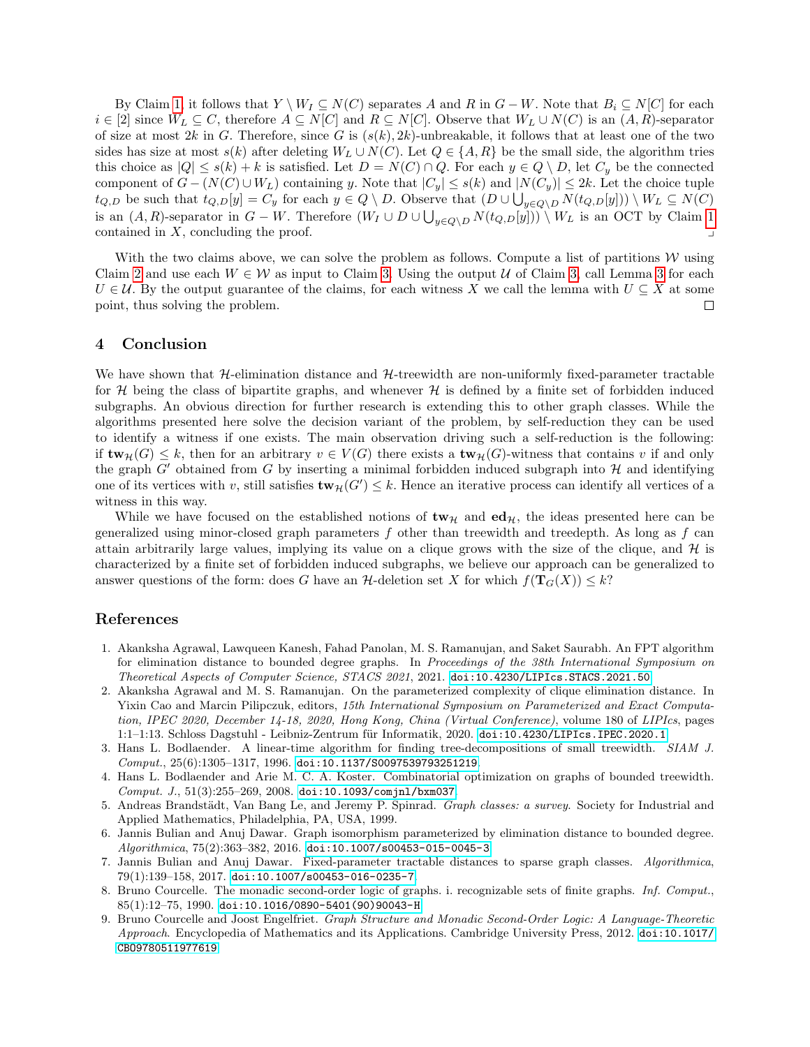By Claim 1, it follows that $Y \setminus W_I \subseteq N(C)$ separates $A$ and $R$ in $G - W$. Note that $B_i \subseteq N[C]$ for each $i \in [2]$ since $W_L \subseteq C$, therefore $A \subseteq N[C]$ and $R \subseteq N[C]$. Observe that $W_L \cup N(C)$ is an $(A, R)$-separator of size at most $2k$ in $G$. Therefore, since $G$ is $(s(k), 2k)$-unbreakable, it follows that at least one of the two sides has size at most $s(k)$ after deleting $W_L \cup N(C)$. Let $Q \in \{A, R\}$ be the small side, the algorithm tries this choice as $|Q| \leq s(k) + k$ is satisfied. Let $D = N(C) \cap Q$. For each $y \in Q \setminus D$, let $C_y$ be the connected component of $G - (N(C) \cup W_L)$ containing $y$. Note that $|C_y| \leq s(k)$ and $|N(C_y)| \leq 2k$. Let the choice tuple $t_{Q,D}$ be such that $t_{Q,D}[y] = C_y$ for each $y \in Q \setminus D$. Observe that $(D \cup \bigcup_{y \in Q \setminus D} N(t_{Q,D}[y])) \setminus W_L \subseteq N(C)$ is an $(A, R)$-separator in $G - W$. Therefore $(W_I \cup D \cup \bigcup_{y \in Q \setminus D} N(t_{Q,D}[y])) \setminus W_L$ is an OCT by Claim 1 contained in $X$, concluding the proof. ⌟

With the two claims above, we can solve the problem as follows. Compute a list of partitions $\mathcal{W}$ using Claim 2 and use each $W \in \mathcal{W}$ as input to Claim 3. Using the output $\mathcal{U}$ of Claim 3, call Lemma 3 for each $U \in \mathcal{U}$. By the output guarantee of the claims, for each witness $X$ we call the lemma with $U \subseteq X$ at some point, thus solving the problem. ◻

## 4 Conclusion

We have shown that $\mathcal{H}$-elimination distance and $\mathcal{H}$-treewidth are non-uniformly fixed-parameter tractable for $\mathcal{H}$ being the class of bipartite graphs, and whenever $\mathcal{H}$ is defined by a finite set of forbidden induced subgraphs. An obvious direction for further research is extending this to other graph classes. While the algorithms presented here solve the decision variant of the problem, by self-reduction they can be used to identify a witness if one exists. The main observation driving such a self-reduction is the following: if $\mathbf{tw}_{\mathcal{H}}(G) \leq k$, then for an arbitrary $v \in V(G)$ there exists a $\mathbf{tw}_{\mathcal{H}}(G)$-witness that contains $v$ if and only the graph $G'$ obtained from $G$ by inserting a minimal forbidden induced subgraph into $\mathcal{H}$ and identifying one of its vertices with $v$, still satisfies $\mathbf{tw}_{\mathcal{H}}(G') \leq k$. Hence an iterative process can identify all vertices of a witness in this way.

While we have focused on the established notions of $\mathbf{tw}_{\mathcal{H}}$ and $\mathbf{ed}_{\mathcal{H}}$, the ideas presented here can be generalized using minor-closed graph parameters $f$ other than treewidth and treedepth. As long as $f$ can attain arbitrarily large values, implying its value on a clique grows with the size of the clique, and $\mathcal{H}$ is characterized by a finite set of forbidden induced subgraphs, we believe our approach can be generalized to answer questions of the form: does $G$ have an $\mathcal{H}$-deletion set $X$ for which $f(\mathbf{T}_G(X)) \leq k$?

## References

1. Akanksha Agrawal, Lawqueen Kanesh, Fahad Panolan, M. S. Ramanujan, and Saket Saurabh. An FPT algorithm for elimination distance to bounded degree graphs. In *Proceedings of the 38th International Symposium on Theoretical Aspects of Computer Science, STACS 2021*, 2021. doi:10.4230/LIPIcs.STACS.2021.50.
2. Akanksha Agrawal and M. S. Ramanujan. On the parameterized complexity of clique elimination distance. In Yixin Cao and Marcin Pilipczuk, editors, *15th International Symposium on Parameterized and Exact Computation, IPEC 2020, December 14-18, 2020, Hong Kong, China (Virtual Conference)*, volume 180 of *LIPIcs*, pages 1:1–1:13. Schloss Dagstuhl - Leibniz-Zentrum für Informatik, 2020. doi:10.4230/LIPIcs.IPEC.2020.1.
3. Hans L. Bodlaender. A linear-time algorithm for finding tree-decompositions of small treewidth. *SIAM J. Comput.*, 25(6):1305–1317, 1996. doi:10.1137/S0097539793251219.
4. Hans L. Bodlaender and Arie M. C. A. Koster. Combinatorial optimization on graphs of bounded treewidth. *Comput. J.*, 51(3):255–269, 2008. doi:10.1093/comjnl/bxm037.
5. Andreas Brandstädt, Van Bang Le, and Jeremy P. Spinrad. *Graph classes: a survey*. Society for Industrial and Applied Mathematics, Philadelphia, PA, USA, 1999.
6. Jannis Bulian and Anuj Dawar. Graph isomorphism parameterized by elimination distance to bounded degree. *Algorithmica*, 75(2):363–382, 2016. doi:10.1007/s00453-015-0045-3.
7. Jannis Bulian and Anuj Dawar. Fixed-parameter tractable distances to sparse graph classes. *Algorithmica*, 79(1):139–158, 2017. doi:10.1007/s00453-016-0235-7.
8. Bruno Courcelle. The monadic second-order logic of graphs. i. recognizable sets of finite graphs. *Inf. Comput.*, 85(1):12–75, 1990. doi:10.1016/0890-5401(90)90043-H.
9. Bruno Courcelle and Joost Engelfriet. *Graph Structure and Monadic Second-Order Logic: A Language-Theoretic Approach*. Encyclopedia of Mathematics and its Applications. Cambridge University Press, 2012. doi:10.1017/CBO9780511977619.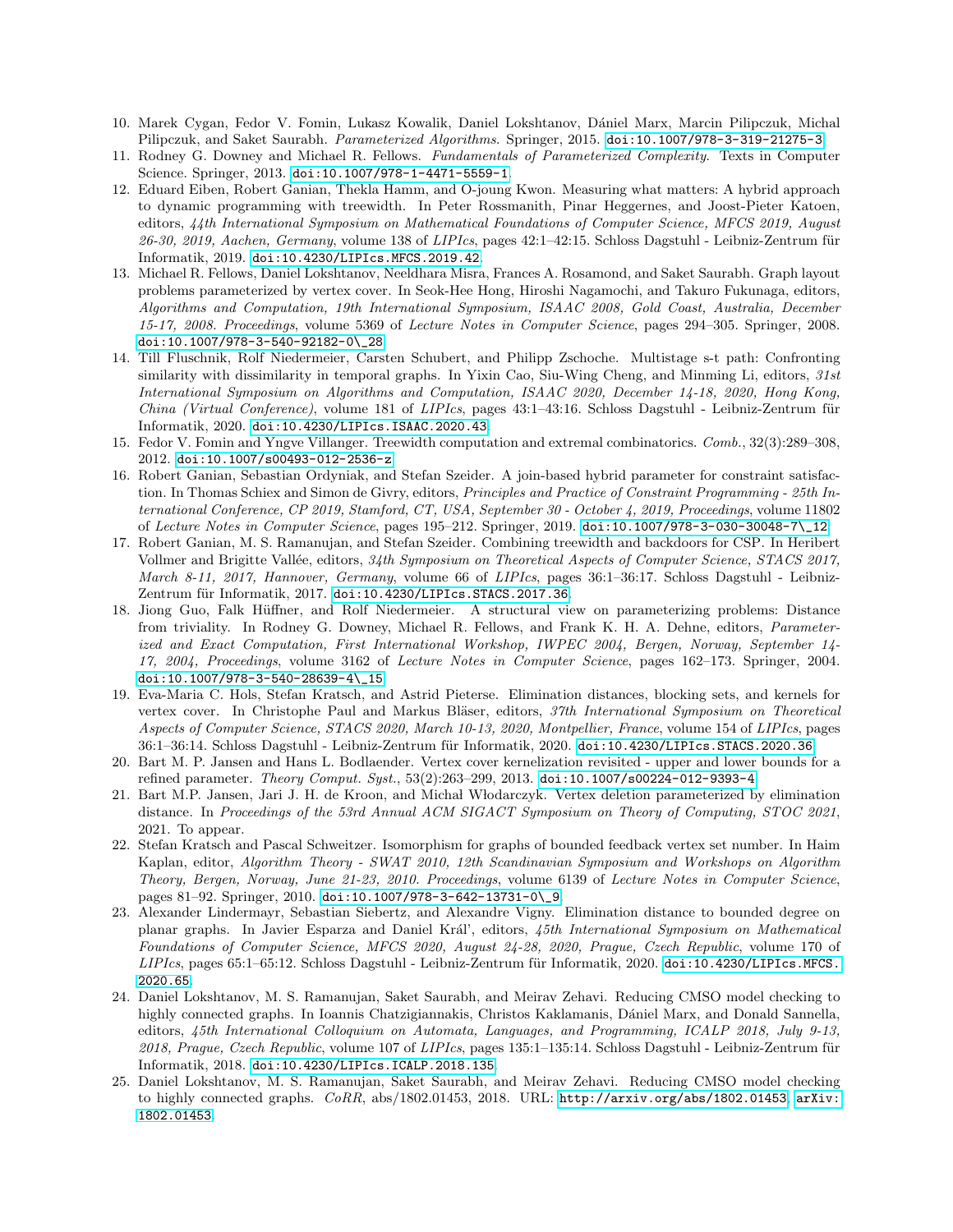10. Marek Cygan, Fedor V. Fomin, Lukasz Kowalik, Daniel Lokshtanov, Dániel Marx, Marcin Pilipczuk, Michal Pilipczuk, and Saket Saurabh. *Parameterized Algorithms*. Springer, 2015. doi:10.1007/978-3-319-21275-3.
11. Rodney G. Downey and Michael R. Fellows. *Fundamentals of Parameterized Complexity*. Texts in Computer Science. Springer, 2013. doi:10.1007/978-1-4471-5559-1.
12. Eduard Eiben, Robert Ganian, Thekla Hamm, and O-joung Kwon. Measuring what matters: A hybrid approach to dynamic programming with treewidth. In Peter Rossmanith, Pinar Heggernes, and Joost-Pieter Katoen, editors, *44th International Symposium on Mathematical Foundations of Computer Science, MFCS 2019, August 26-30, 2019, Aachen, Germany*, volume 138 of *LIPIcs*, pages 42:1–42:15. Schloss Dagstuhl - Leibniz-Zentrum für Informatik, 2019. doi:10.4230/LIPIcs.MFCS.2019.42.
13. Michael R. Fellows, Daniel Lokshtanov, Neeldhara Misra, Frances A. Rosamond, and Saket Saurabh. Graph layout problems parameterized by vertex cover. In Seok-Hee Hong, Hiroshi Nagamochi, and Takuro Fukunaga, editors, *Algorithms and Computation, 19th International Symposium, ISAAC 2008, Gold Coast, Australia, December 15-17, 2008. Proceedings*, volume 5369 of *Lecture Notes in Computer Science*, pages 294–305. Springer, 2008. doi:10.1007/978-3-540-92182-0\_28.
14. Till Fluschnik, Rolf Niedermeier, Carsten Schubert, and Philipp Zschoche. Multistage s-t path: Confronting similarity with dissimilarity in temporal graphs. In Yixin Cao, Siu-Wing Cheng, and Minming Li, editors, *31st International Symposium on Algorithms and Computation, ISAAC 2020, December 14-18, 2020, Hong Kong, China (Virtual Conference)*, volume 181 of *LIPIcs*, pages 43:1–43:16. Schloss Dagstuhl - Leibniz-Zentrum für Informatik, 2020. doi:10.4230/LIPIcs.ISAAC.2020.43.
15. Fedor V. Fomin and Yngve Villanger. Treewidth computation and extremal combinatorics. *Comb.*, 32(3):289–308, 2012. doi:10.1007/s00493-012-2536-z.
16. Robert Ganian, Sebastian Ordyniak, and Stefan Szeider. A join-based hybrid parameter for constraint satisfaction. In Thomas Schiex and Simon de Givry, editors, *Principles and Practice of Constraint Programming - 25th International Conference, CP 2019, Stamford, CT, USA, September 30 - October 4, 2019, Proceedings*, volume 11802 of *Lecture Notes in Computer Science*, pages 195–212. Springer, 2019. doi:10.1007/978-3-030-30048-7\_12.
17. Robert Ganian, M. S. Ramanujan, and Stefan Szeider. Combining treewidth and backdoors for CSP. In Heribert Vollmer and Brigitte Vallée, editors, *34th Symposium on Theoretical Aspects of Computer Science, STACS 2017, March 8-11, 2017, Hannover, Germany*, volume 66 of *LIPIcs*, pages 36:1–36:17. Schloss Dagstuhl - Leibniz-Zentrum für Informatik, 2017. doi:10.4230/LIPIcs.STACS.2017.36.
18. Jiong Guo, Falk Hüffner, and Rolf Niedermeier. A structural view on parameterizing problems: Distance from triviality. In Rodney G. Downey, Michael R. Fellows, and Frank K. H. A. Dehne, editors, *Parameterized and Exact Computation, First International Workshop, IWPEC 2004, Bergen, Norway, September 14-17, 2004, Proceedings*, volume 3162 of *Lecture Notes in Computer Science*, pages 162–173. Springer, 2004. doi:10.1007/978-3-540-28639-4\_15.
19. Eva-Maria C. Hols, Stefan Kratsch, and Astrid Pieterse. Elimination distances, blocking sets, and kernels for vertex cover. In Christophe Paul and Markus Bläser, editors, *37th International Symposium on Theoretical Aspects of Computer Science, STACS 2020, March 10-13, 2020, Montpellier, France*, volume 154 of *LIPIcs*, pages 36:1–36:14. Schloss Dagstuhl - Leibniz-Zentrum für Informatik, 2020. doi:10.4230/LIPIcs.STACS.2020.36.
20. Bart M. P. Jansen and Hans L. Bodlaender. Vertex cover kernelization revisited - upper and lower bounds for a refined parameter. *Theory Comput. Syst.*, 53(2):263–299, 2013. doi:10.1007/s00224-012-9393-4.
21. Bart M.P. Jansen, Jari J. H. de Kroon, and Michał Włodarczyk. Vertex deletion parameterized by elimination distance. In *Proceedings of the 53rd Annual ACM SIGACT Symposium on Theory of Computing, STOC 2021*, 2021. To appear.
22. Stefan Kratsch and Pascal Schweitzer. Isomorphism for graphs of bounded feedback vertex set number. In Haim Kaplan, editor, *Algorithm Theory - SWAT 2010, 12th Scandinavian Symposium and Workshops on Algorithm Theory, Bergen, Norway, June 21-23, 2010. Proceedings*, volume 6139 of *Lecture Notes in Computer Science*, pages 81–92. Springer, 2010. doi:10.1007/978-3-642-13731-0\_9.
23. Alexander Lindermayr, Sebastian Siebertz, and Alexandre Vigny. Elimination distance to bounded degree on planar graphs. In Javier Esparza and Daniel Král', editors, *45th International Symposium on Mathematical Foundations of Computer Science, MFCS 2020, August 24-28, 2020, Prague, Czech Republic*, volume 170 of *LIPIcs*, pages 65:1–65:12. Schloss Dagstuhl - Leibniz-Zentrum für Informatik, 2020. doi:10.4230/LIPIcs.MFCS.2020.65.
24. Daniel Lokshtanov, M. S. Ramanujan, Saket Saurabh, and Meirav Zehavi. Reducing CMSO model checking to highly connected graphs. In Ioannis Chatzigiannakis, Christos Kaklamanis, Dániel Marx, and Donald Sannella, editors, *45th International Colloquium on Automata, Languages, and Programming, ICALP 2018, July 9-13, 2018, Prague, Czech Republic*, volume 107 of *LIPIcs*, pages 135:1–135:14. Schloss Dagstuhl - Leibniz-Zentrum für Informatik, 2018. doi:10.4230/LIPIcs.ICALP.2018.135.
25. Daniel Lokshtanov, M. S. Ramanujan, Saket Saurabh, and Meirav Zehavi. Reducing CMSO model checking to highly connected graphs. *CoRR*, abs/1802.01453, 2018. URL: http://arxiv.org/abs/1802.01453, arXiv:1802.01453.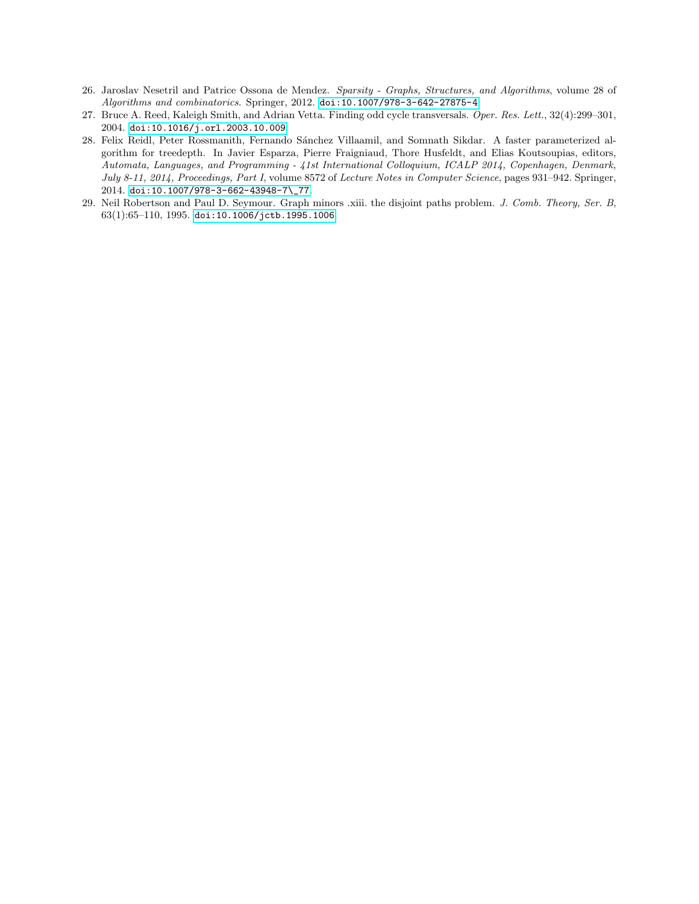26. Jaroslav Nesetril and Patrice Ossona de Mendez. *Sparsity - Graphs, Structures, and Algorithms*, volume 28 of *Algorithms and combinatorics*. Springer, 2012. doi:10.1007/978-3-642-27875-4.
27. Bruce A. Reed, Kaleigh Smith, and Adrian Vetta. Finding odd cycle transversals. *Oper. Res. Lett.*, 32(4):299–301, 2004. doi:10.1016/j.orl.2003.10.009.
28. Felix Reidl, Peter Rossmanith, Fernando Sánchez Villaamil, and Somnath Sikdar. A faster parameterized algorithm for treedepth. In Javier Esparza, Pierre Fraigniaud, Thore Husfeldt, and Elias Koutsoupias, editors, *Automata, Languages, and Programming - 41st International Colloquium, ICALP 2014, Copenhagen, Denmark, July 8-11, 2014, Proceedings, Part I*, volume 8572 of *Lecture Notes in Computer Science*, pages 931–942. Springer, 2014. doi:10.1007/978-3-662-43948-7\_77.
29. Neil Robertson and Paul D. Seymour. Graph minors .xiii. the disjoint paths problem. *J. Comb. Theory, Ser. B*, 63(1):65–110, 1995. doi:10.1006/jctb.1995.1006.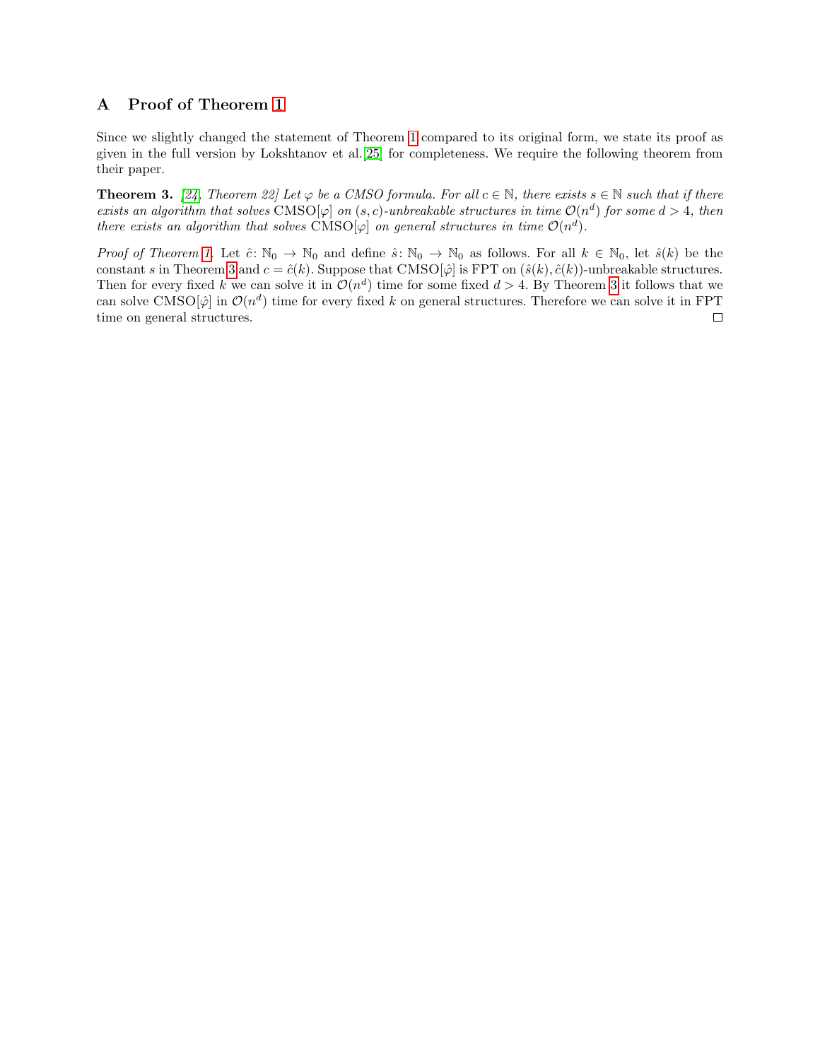## A Proof of Theorem 1

Since we slightly changed the statement of Theorem 1 compared to its original form, we state its proof as given in the full version by Lokshtanov et al. [25] for completeness. We require the following theorem from their paper.

**Theorem 3.** *[24, Theorem 22] Let $\varphi$ be a CMSO formula. For all $c \in \mathbb{N}$, there exists $s \in \mathbb{N}$ such that if there exists an algorithm that solves $\mathrm{CMSO}[\varphi]$ on $(s, c)$-unbreakable structures in time $\mathcal{O}(n^d)$ for some $d > 4$, then there exists an algorithm that solves $\mathrm{CMSO}[\varphi]$ on general structures in time $\mathcal{O}(n^d)$.*

*Proof of Theorem 1.* Let $\hat{c} \colon \mathbb{N}_0 \to \mathbb{N}_0$ and define $\hat{s} \colon \mathbb{N}_0 \to \mathbb{N}_0$ as follows. For all $k \in \mathbb{N}_0$, let $\hat{s}(k)$ be the constant $s$ in Theorem 3 and $c = \hat{c}(k)$. Suppose that $\mathrm{CMSO}[\hat{\varphi}]$ is FPT on $(\hat{s}(k), \hat{c}(k))$-unbreakable structures. Then for every fixed $k$ we can solve it in $\mathcal{O}(n^d)$ time for some fixed $d > 4$. By Theorem 3 it follows that we can solve $\mathrm{CMSO}[\hat{\varphi}]$ in $\mathcal{O}(n^d)$ time for every fixed $k$ on general structures. Therefore we can solve it in FPT time on general structures. $\square$